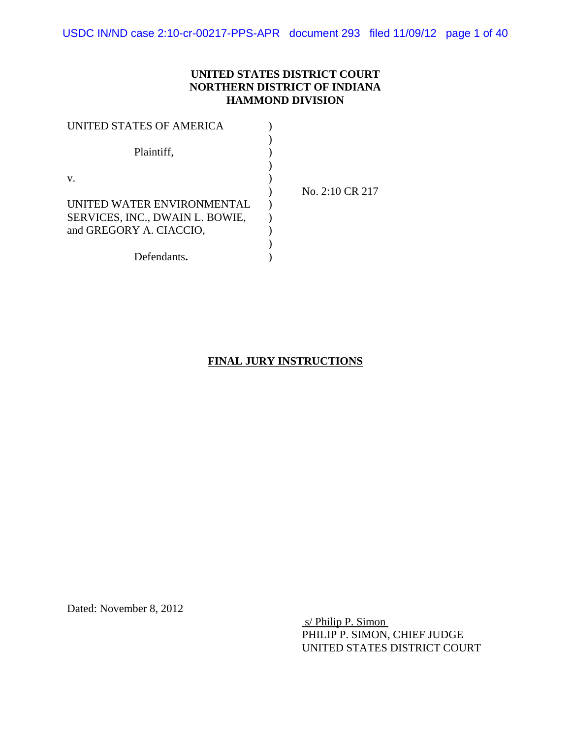**UNITED STATES DISTRICT COURT**
**NORTHERN DISTRICT OF INDIANA**
**HAMMOND DIVISION**

| | | |
|---|---|---|
| UNITED STATES OF AMERICA | ) | |
| | ) | |
| Plaintiff, | ) | |
| | ) | |
| v. | ) | |
| | ) | No. 2:10 CR 217 |
| UNITED WATER ENVIRONMENTAL SERVICES, INC., DWAIN L. BOWIE, and GREGORY A. CIACCIO, | ) | |
| | ) | |
| Defendants. | ) | |

**FINAL JURY INSTRUCTIONS**

Dated: November 8, 2012

s/ Philip P. Simon
PHILIP P. SIMON, CHIEF JUDGE
UNITED STATES DISTRICT COURT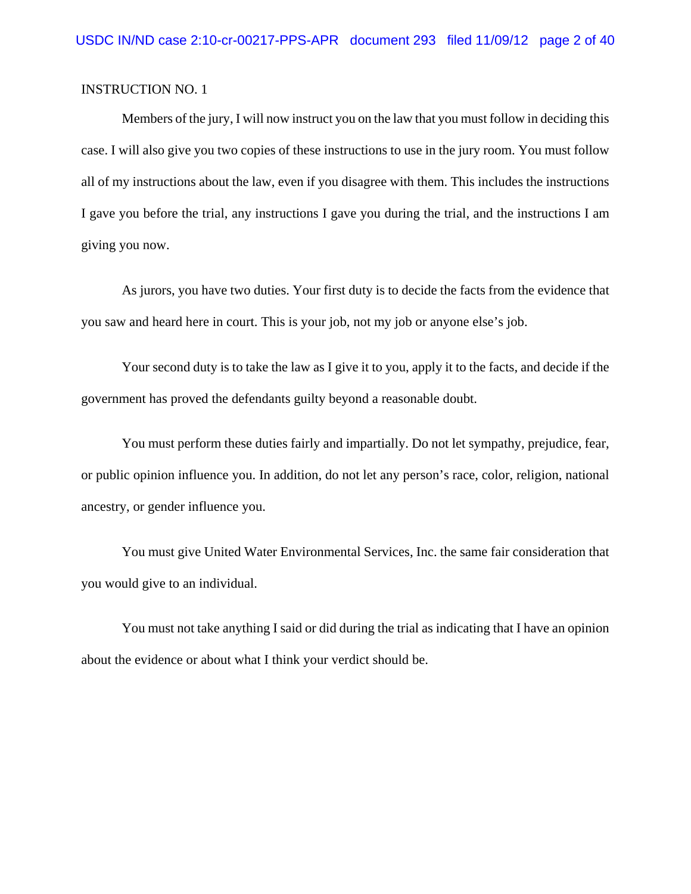INSTRUCTION NO. 1

Members of the jury, I will now instruct you on the law that you must follow in deciding this case. I will also give you two copies of these instructions to use in the jury room. You must follow all of my instructions about the law, even if you disagree with them. This includes the instructions I gave you before the trial, any instructions I gave you during the trial, and the instructions I am giving you now.

As jurors, you have two duties. Your first duty is to decide the facts from the evidence that you saw and heard here in court. This is your job, not my job or anyone else's job.

Your second duty is to take the law as I give it to you, apply it to the facts, and decide if the government has proved the defendants guilty beyond a reasonable doubt.

You must perform these duties fairly and impartially. Do not let sympathy, prejudice, fear, or public opinion influence you. In addition, do not let any person's race, color, religion, national ancestry, or gender influence you.

You must give United Water Environmental Services, Inc. the same fair consideration that you would give to an individual.

You must not take anything I said or did during the trial as indicating that I have an opinion about the evidence or about what I think your verdict should be.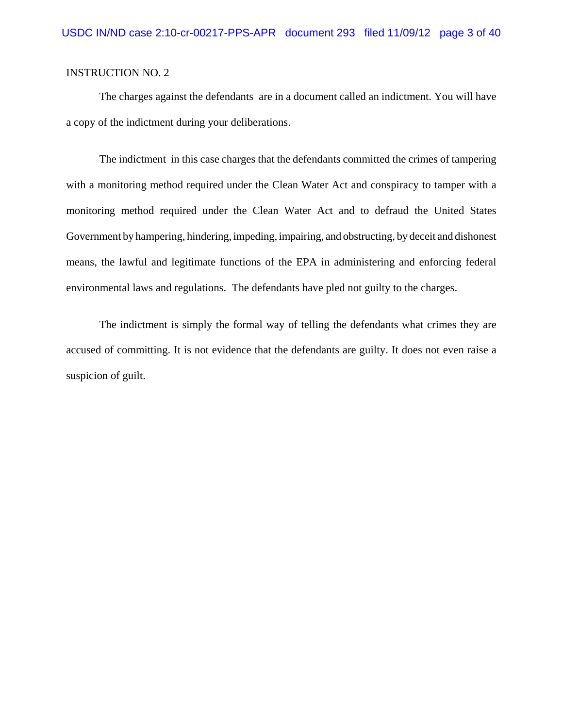INSTRUCTION NO. 2

The charges against the defendants are in a document called an indictment. You will have a copy of the indictment during your deliberations.

The indictment in this case charges that the defendants committed the crimes of tampering with a monitoring method required under the Clean Water Act and conspiracy to tamper with a monitoring method required under the Clean Water Act and to defraud the United States Government by hampering, hindering, impeding, impairing, and obstructing, by deceit and dishonest means, the lawful and legitimate functions of the EPA in administering and enforcing federal environmental laws and regulations. The defendants have pled not guilty to the charges.

The indictment is simply the formal way of telling the defendants what crimes they are accused of committing. It is not evidence that the defendants are guilty. It does not even raise a suspicion of guilt.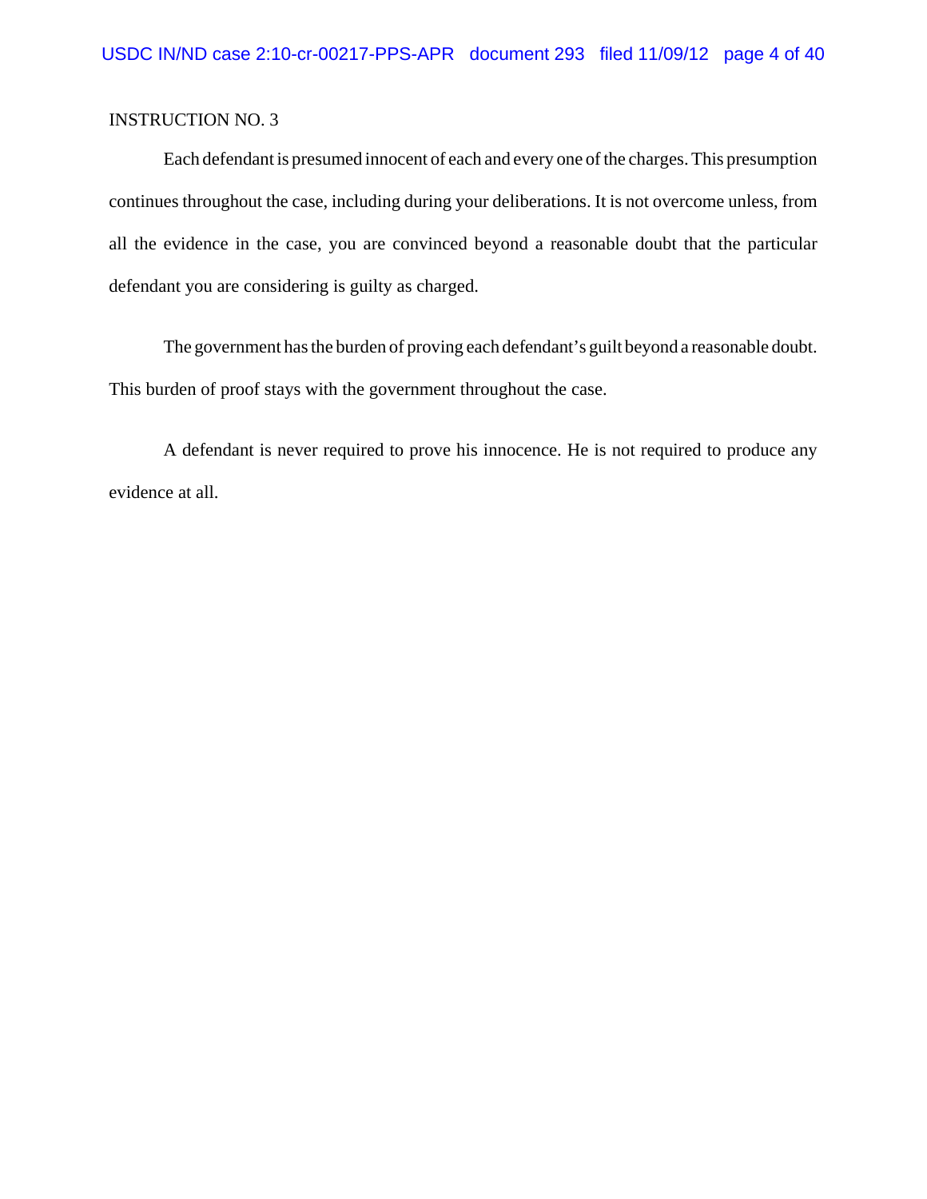INSTRUCTION NO. 3

Each defendant is presumed innocent of each and every one of the charges. This presumption continues throughout the case, including during your deliberations. It is not overcome unless, from all the evidence in the case, you are convinced beyond a reasonable doubt that the particular defendant you are considering is guilty as charged.

The government has the burden of proving each defendant's guilt beyond a reasonable doubt. This burden of proof stays with the government throughout the case.

A defendant is never required to prove his innocence. He is not required to produce any evidence at all.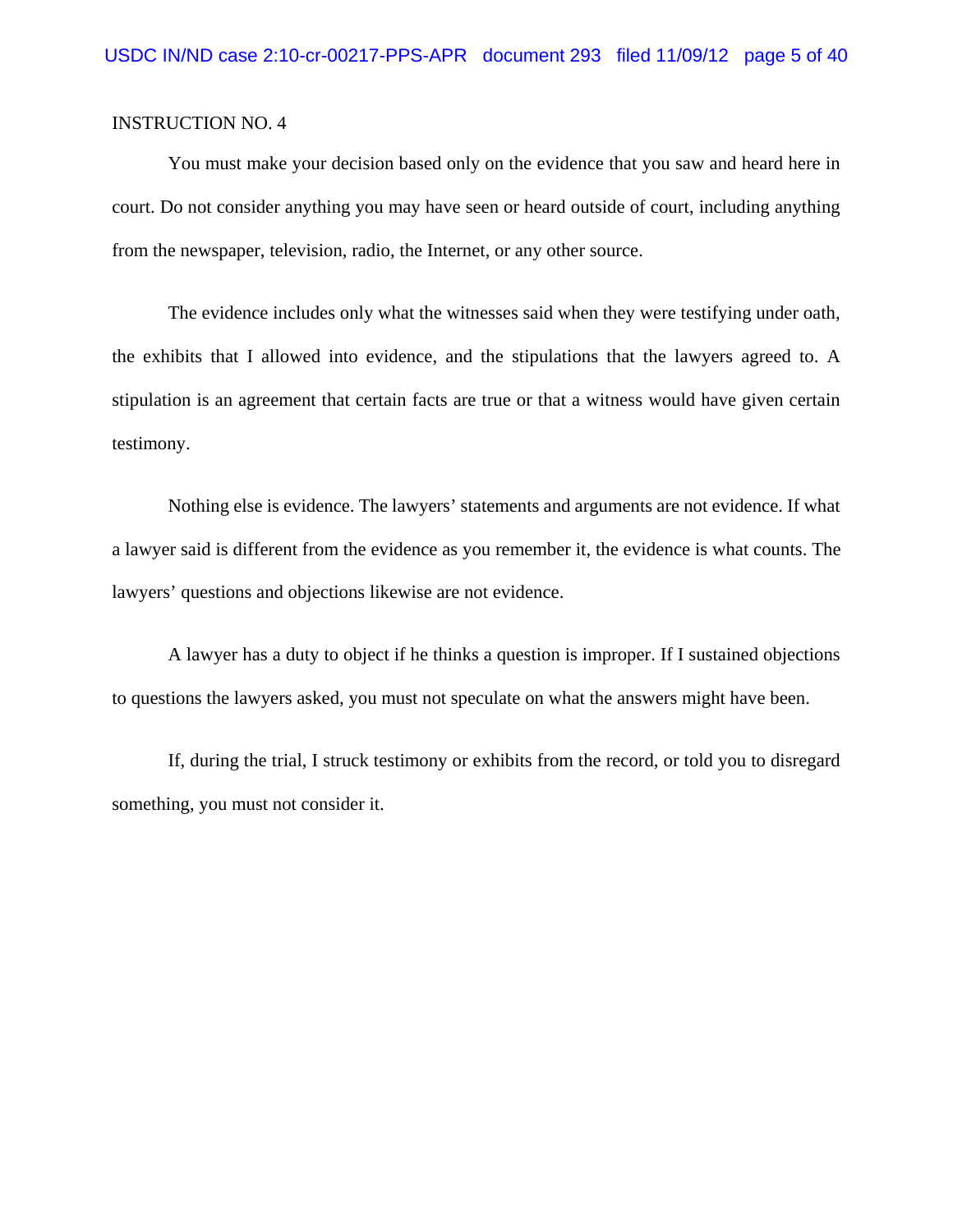INSTRUCTION NO. 4

You must make your decision based only on the evidence that you saw and heard here in court. Do not consider anything you may have seen or heard outside of court, including anything from the newspaper, television, radio, the Internet, or any other source.

The evidence includes only what the witnesses said when they were testifying under oath, the exhibits that I allowed into evidence, and the stipulations that the lawyers agreed to. A stipulation is an agreement that certain facts are true or that a witness would have given certain testimony.

Nothing else is evidence. The lawyers' statements and arguments are not evidence. If what a lawyer said is different from the evidence as you remember it, the evidence is what counts. The lawyers' questions and objections likewise are not evidence.

A lawyer has a duty to object if he thinks a question is improper. If I sustained objections to questions the lawyers asked, you must not speculate on what the answers might have been.

If, during the trial, I struck testimony or exhibits from the record, or told you to disregard something, you must not consider it.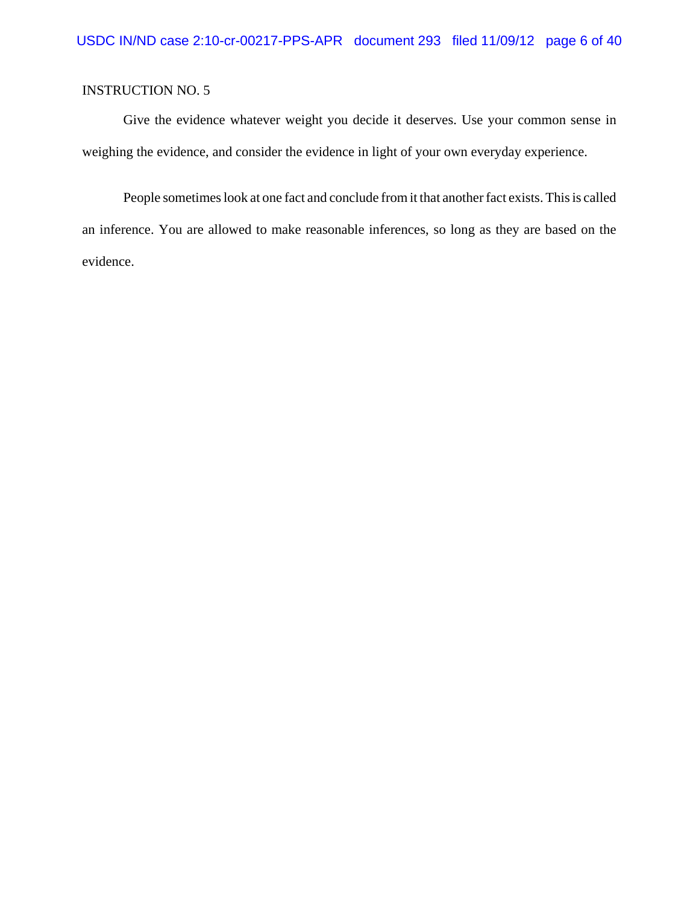INSTRUCTION NO. 5

Give the evidence whatever weight you decide it deserves. Use your common sense in weighing the evidence, and consider the evidence in light of your own everyday experience.

People sometimes look at one fact and conclude from it that another fact exists. This is called an inference. You are allowed to make reasonable inferences, so long as they are based on the evidence.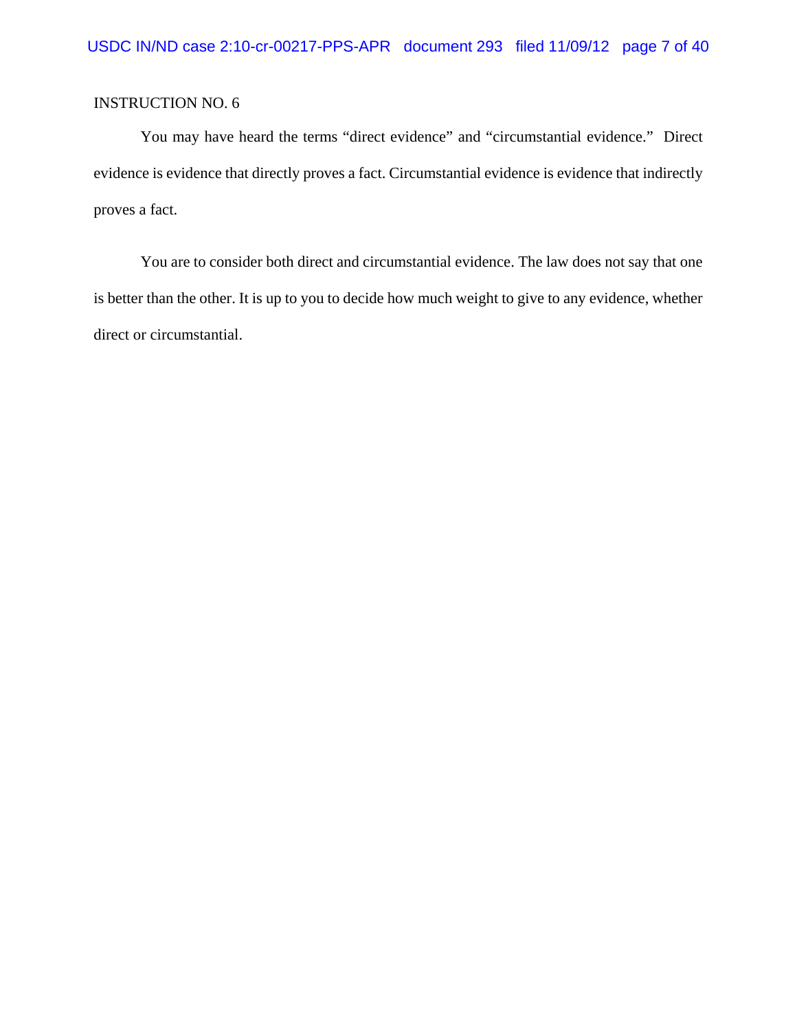INSTRUCTION NO. 6

You may have heard the terms "direct evidence" and "circumstantial evidence." Direct evidence is evidence that directly proves a fact. Circumstantial evidence is evidence that indirectly proves a fact.

You are to consider both direct and circumstantial evidence. The law does not say that one is better than the other. It is up to you to decide how much weight to give to any evidence, whether direct or circumstantial.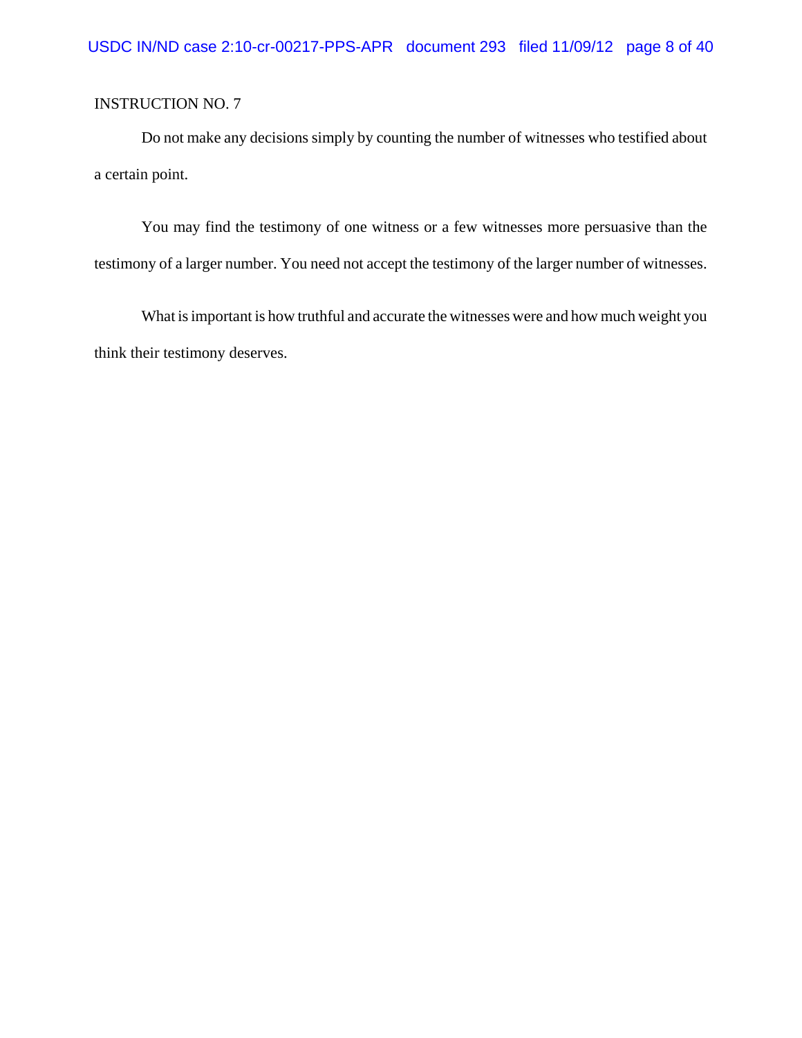INSTRUCTION NO. 7

Do not make any decisions simply by counting the number of witnesses who testified about a certain point.

You may find the testimony of one witness or a few witnesses more persuasive than the testimony of a larger number. You need not accept the testimony of the larger number of witnesses.

What is important is how truthful and accurate the witnesses were and how much weight you think their testimony deserves.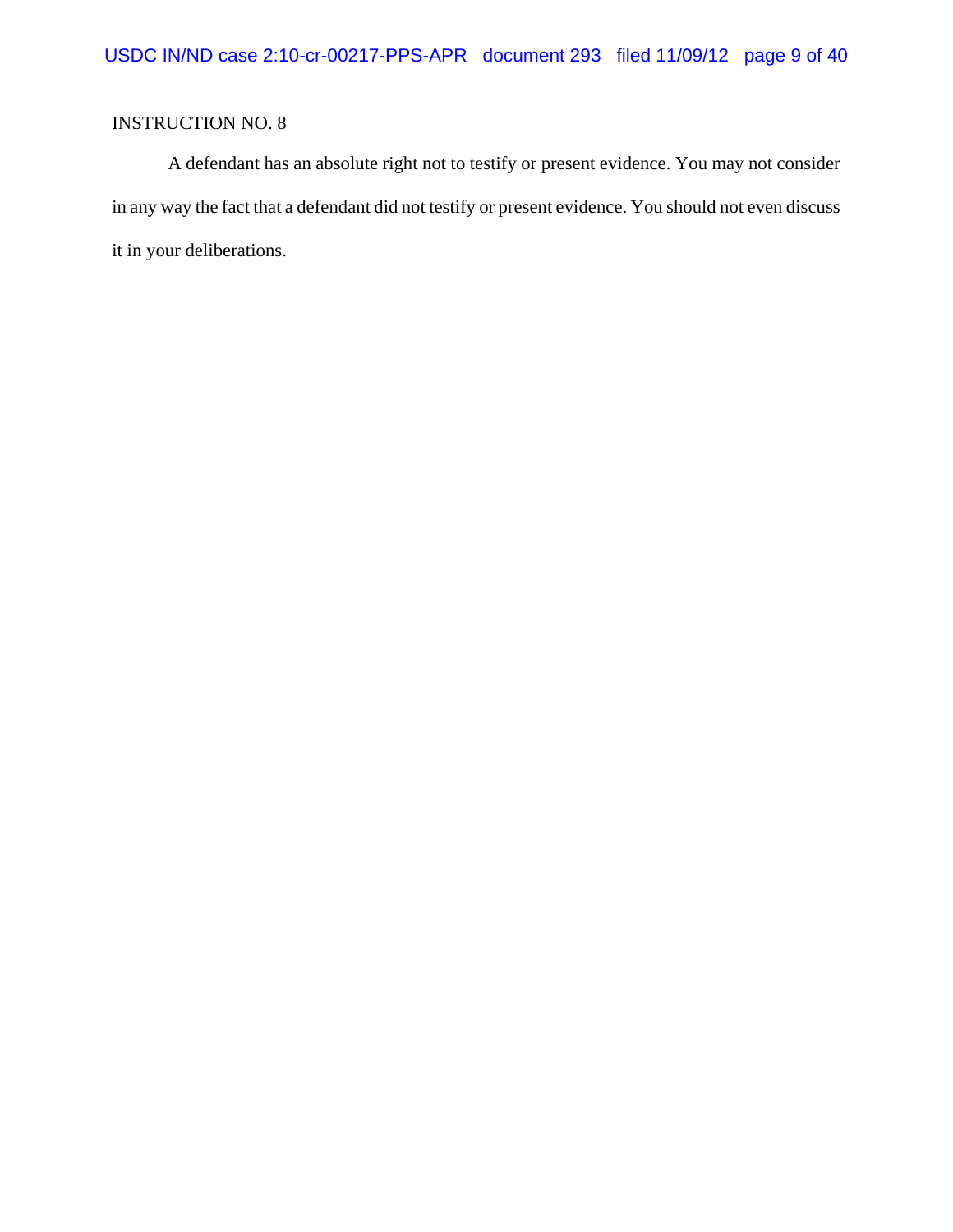INSTRUCTION NO. 8

A defendant has an absolute right not to testify or present evidence. You may not consider in any way the fact that a defendant did not testify or present evidence. You should not even discuss it in your deliberations.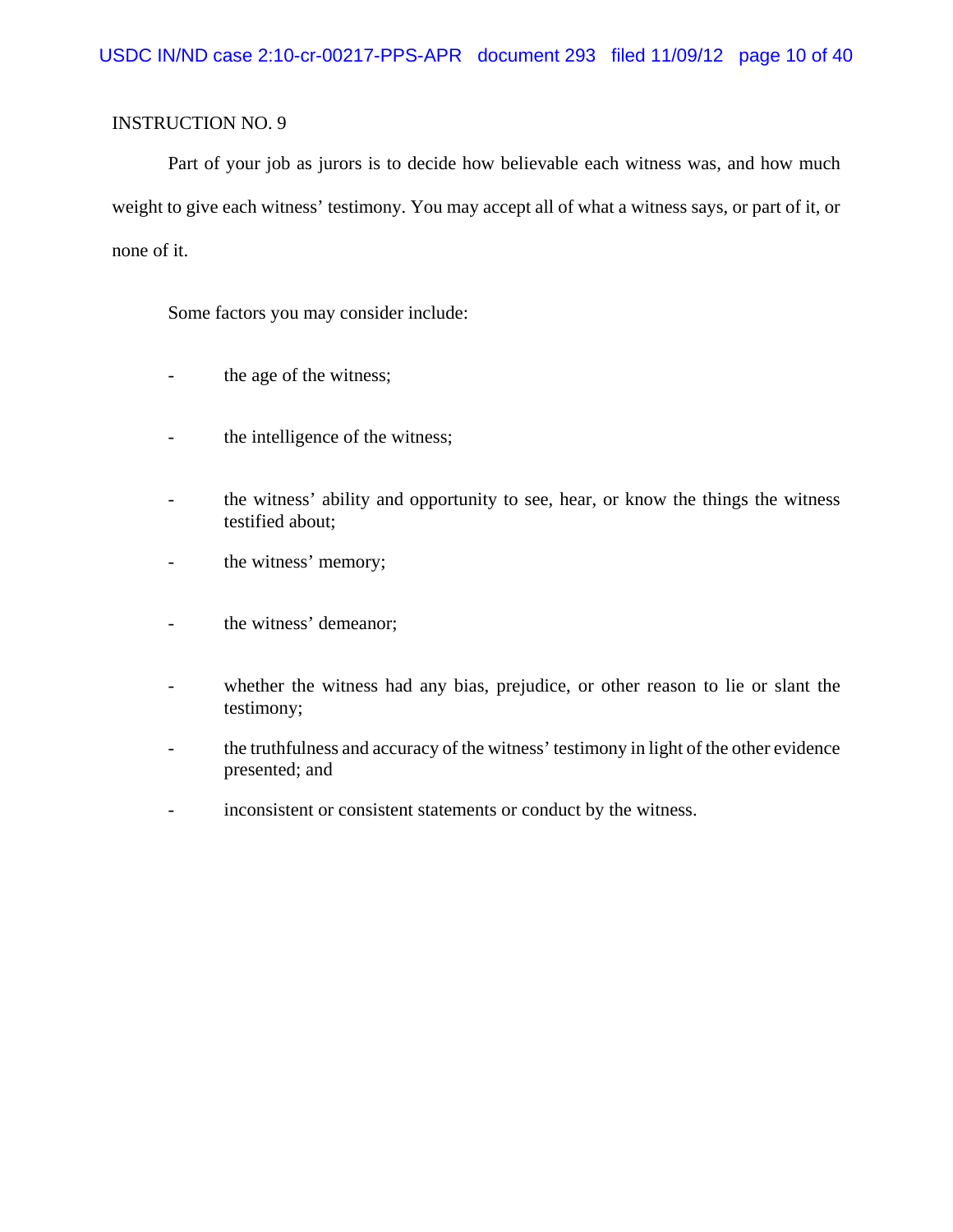INSTRUCTION NO. 9

Part of your job as jurors is to decide how believable each witness was, and how much weight to give each witness' testimony. You may accept all of what a witness says, or part of it, or none of it.

Some factors you may consider include:

- the age of the witness;
- the intelligence of the witness;
- the witness' ability and opportunity to see, hear, or know the things the witness testified about;
- the witness' memory;
- the witness' demeanor;
- whether the witness had any bias, prejudice, or other reason to lie or slant the testimony;
- the truthfulness and accuracy of the witness' testimony in light of the other evidence presented; and
- inconsistent or consistent statements or conduct by the witness.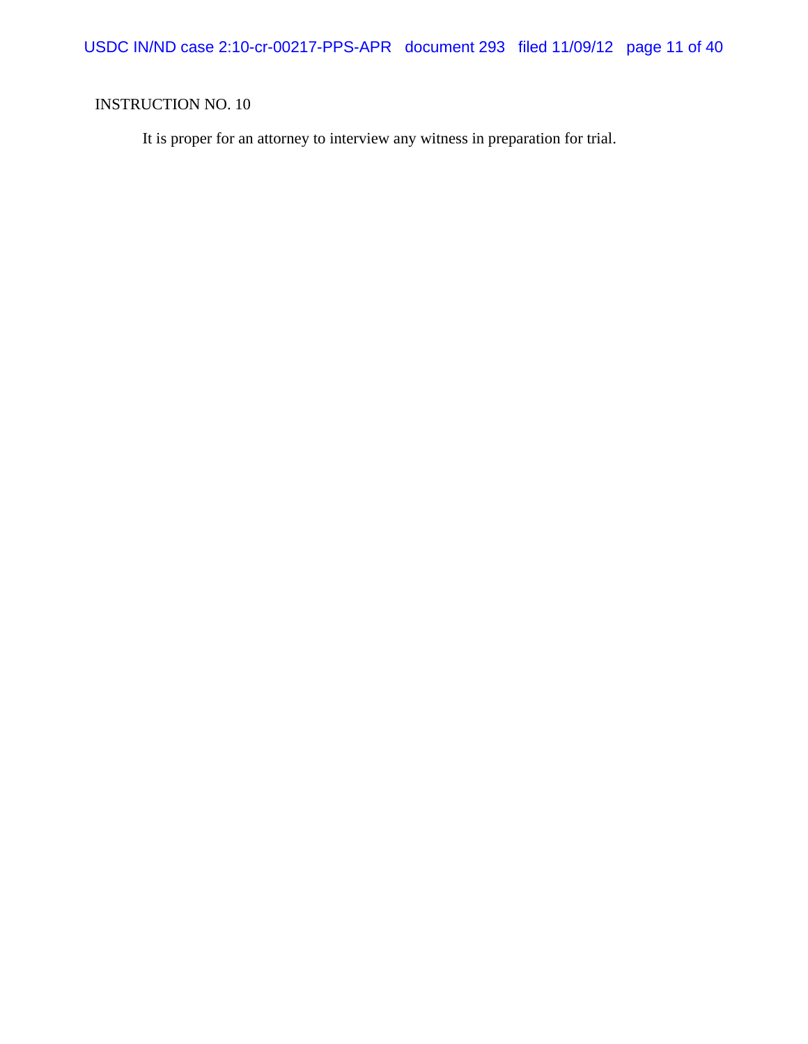INSTRUCTION NO. 10

It is proper for an attorney to interview any witness in preparation for trial.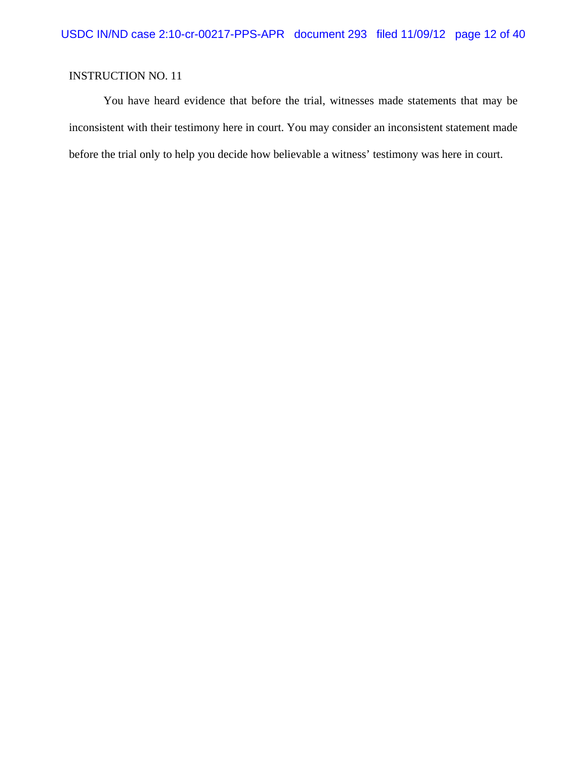INSTRUCTION NO. 11

You have heard evidence that before the trial, witnesses made statements that may be inconsistent with their testimony here in court. You may consider an inconsistent statement made before the trial only to help you decide how believable a witness' testimony was here in court.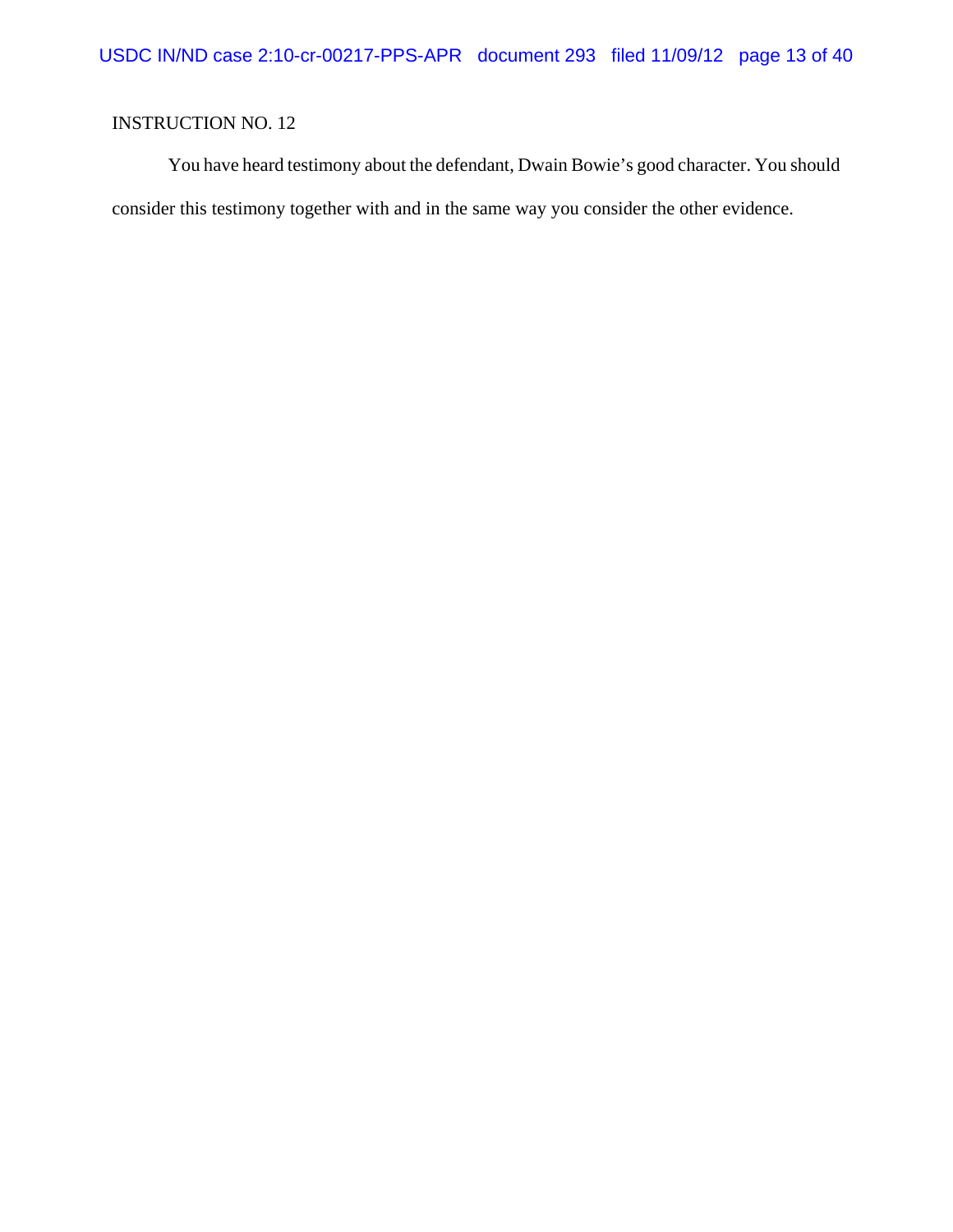INSTRUCTION NO. 12

You have heard testimony about the defendant, Dwain Bowie's good character. You should consider this testimony together with and in the same way you consider the other evidence.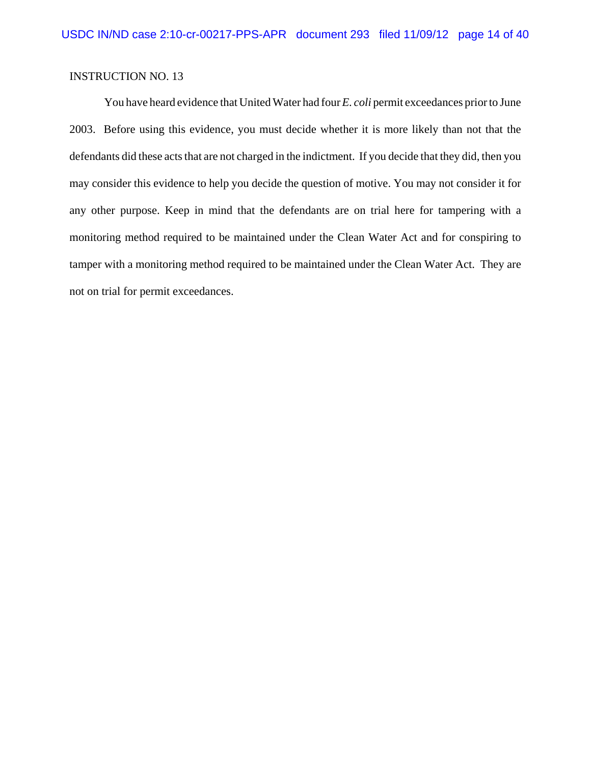INSTRUCTION NO. 13

You have heard evidence that United Water had four *E. coli* permit exceedances prior to June 2003. Before using this evidence, you must decide whether it is more likely than not that the defendants did these acts that are not charged in the indictment. If you decide that they did, then you may consider this evidence to help you decide the question of motive. You may not consider it for any other purpose. Keep in mind that the defendants are on trial here for tampering with a monitoring method required to be maintained under the Clean Water Act and for conspiring to tamper with a monitoring method required to be maintained under the Clean Water Act. They are not on trial for permit exceedances.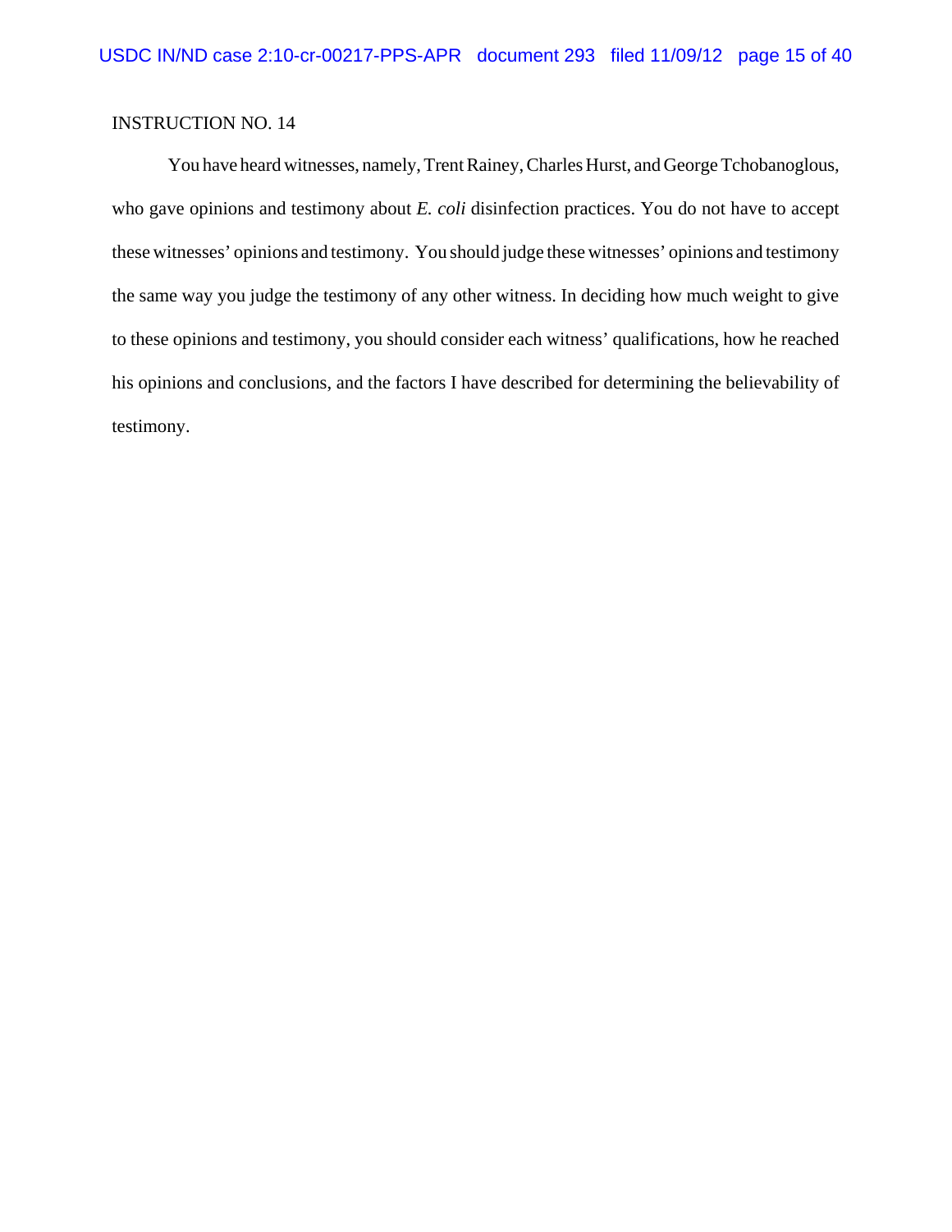INSTRUCTION NO. 14

You have heard witnesses, namely, Trent Rainey, Charles Hurst, and George Tchobanoglous, who gave opinions and testimony about *E. coli* disinfection practices. You do not have to accept these witnesses' opinions and testimony. You should judge these witnesses' opinions and testimony the same way you judge the testimony of any other witness. In deciding how much weight to give to these opinions and testimony, you should consider each witness' qualifications, how he reached his opinions and conclusions, and the factors I have described for determining the believability of testimony.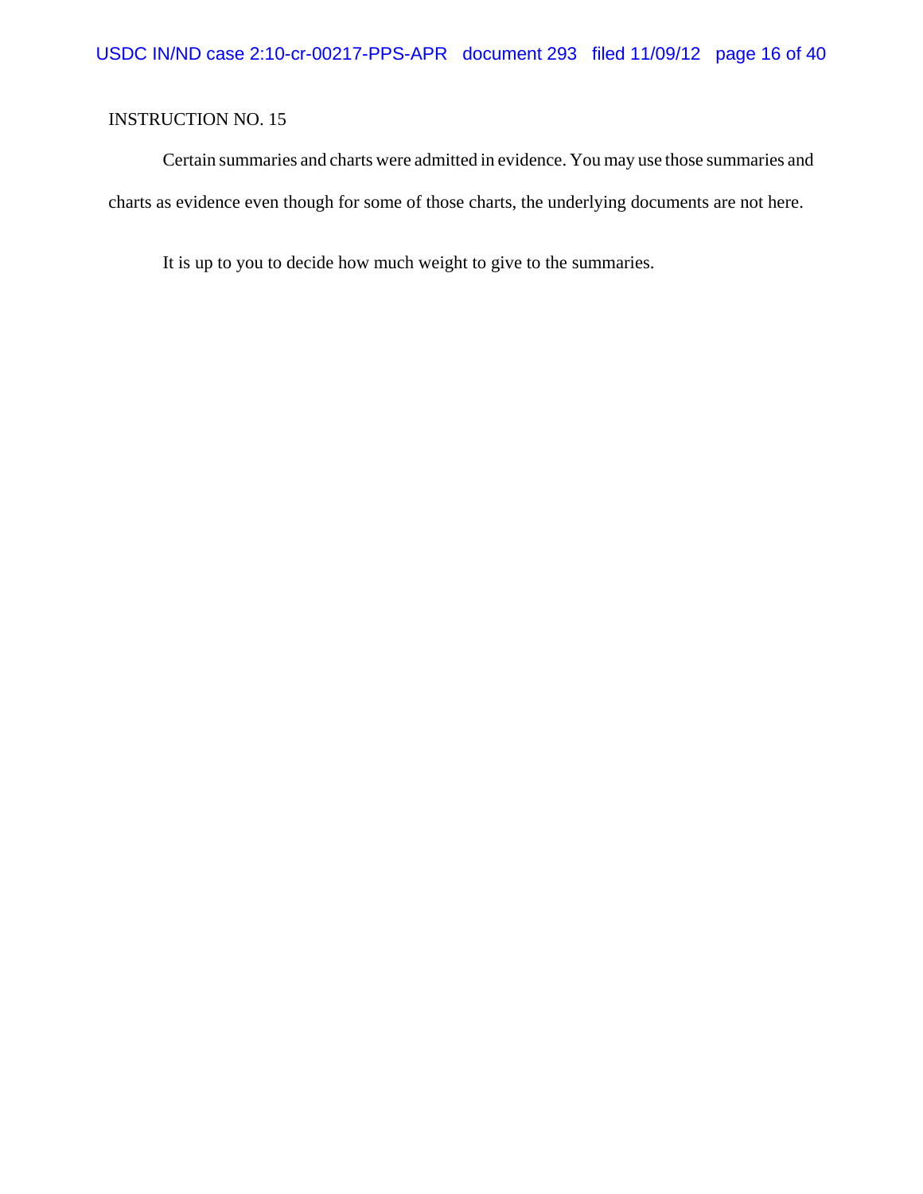INSTRUCTION NO. 15

Certain summaries and charts were admitted in evidence. You may use those summaries and charts as evidence even though for some of those charts, the underlying documents are not here.

It is up to you to decide how much weight to give to the summaries.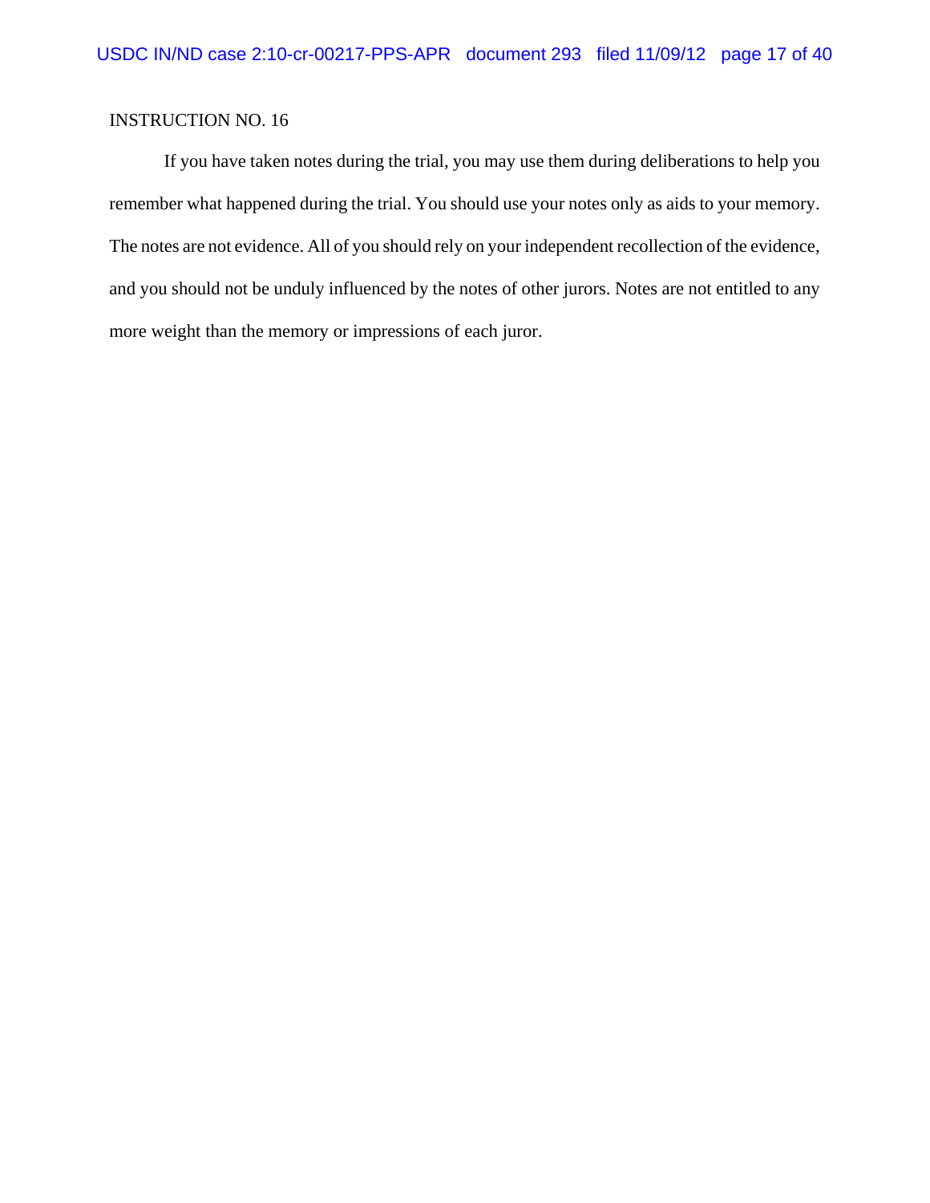INSTRUCTION NO. 16

If you have taken notes during the trial, you may use them during deliberations to help you remember what happened during the trial. You should use your notes only as aids to your memory. The notes are not evidence. All of you should rely on your independent recollection of the evidence, and you should not be unduly influenced by the notes of other jurors. Notes are not entitled to any more weight than the memory or impressions of each juror.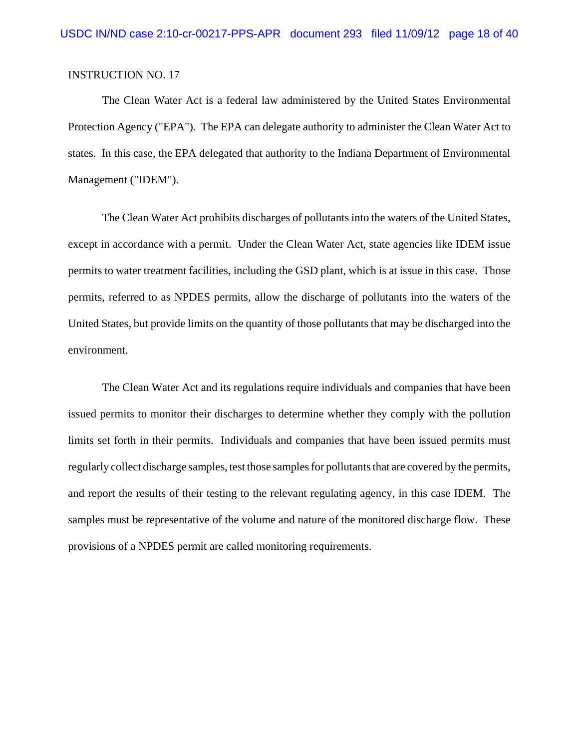INSTRUCTION NO. 17

The Clean Water Act is a federal law administered by the United States Environmental Protection Agency ("EPA"). The EPA can delegate authority to administer the Clean Water Act to states. In this case, the EPA delegated that authority to the Indiana Department of Environmental Management ("IDEM").

The Clean Water Act prohibits discharges of pollutants into the waters of the United States, except in accordance with a permit. Under the Clean Water Act, state agencies like IDEM issue permits to water treatment facilities, including the GSD plant, which is at issue in this case. Those permits, referred to as NPDES permits, allow the discharge of pollutants into the waters of the United States, but provide limits on the quantity of those pollutants that may be discharged into the environment.

The Clean Water Act and its regulations require individuals and companies that have been issued permits to monitor their discharges to determine whether they comply with the pollution limits set forth in their permits. Individuals and companies that have been issued permits must regularly collect discharge samples, test those samples for pollutants that are covered by the permits, and report the results of their testing to the relevant regulating agency, in this case IDEM. The samples must be representative of the volume and nature of the monitored discharge flow. These provisions of a NPDES permit are called monitoring requirements.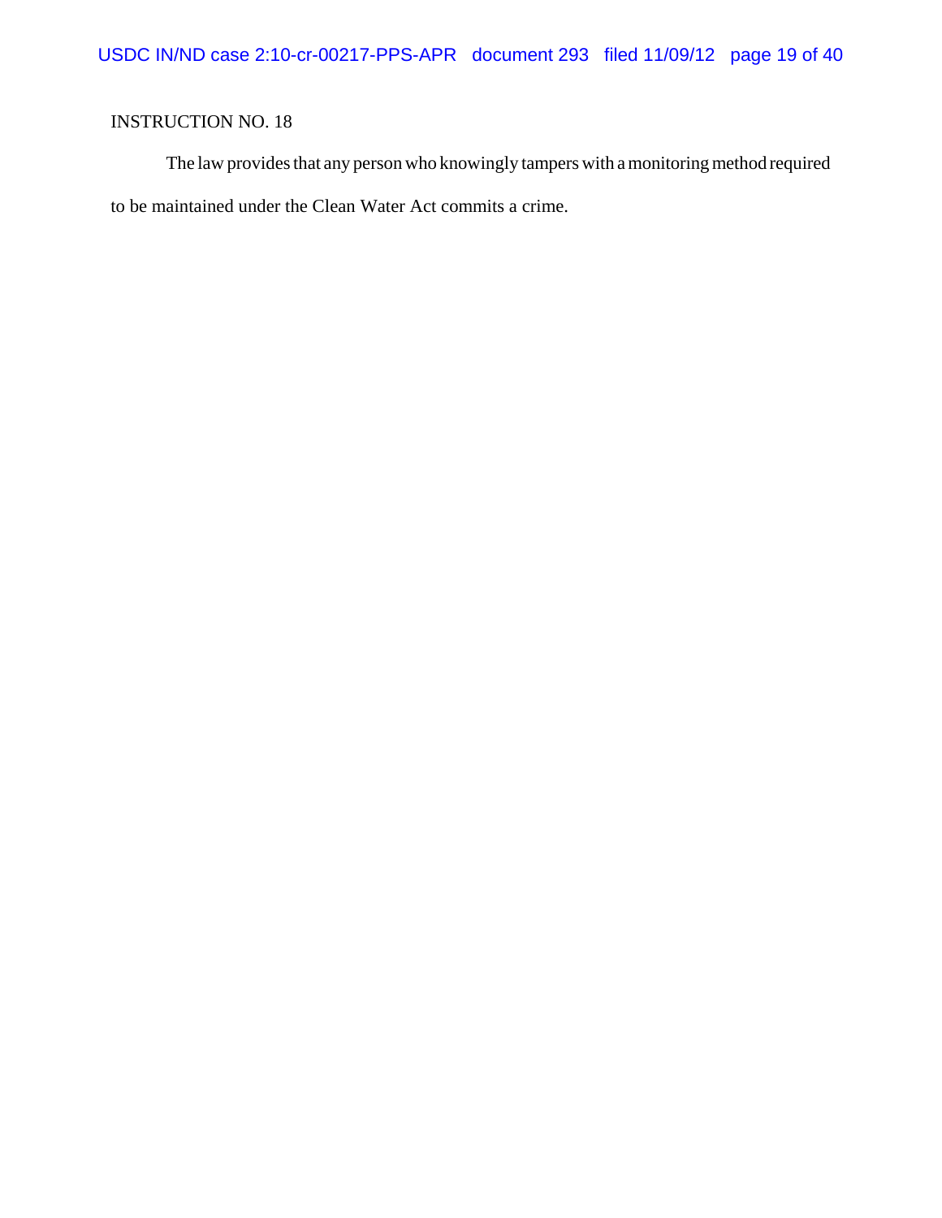INSTRUCTION NO. 18

The law provides that any person who knowingly tampers with a monitoring method required to be maintained under the Clean Water Act commits a crime.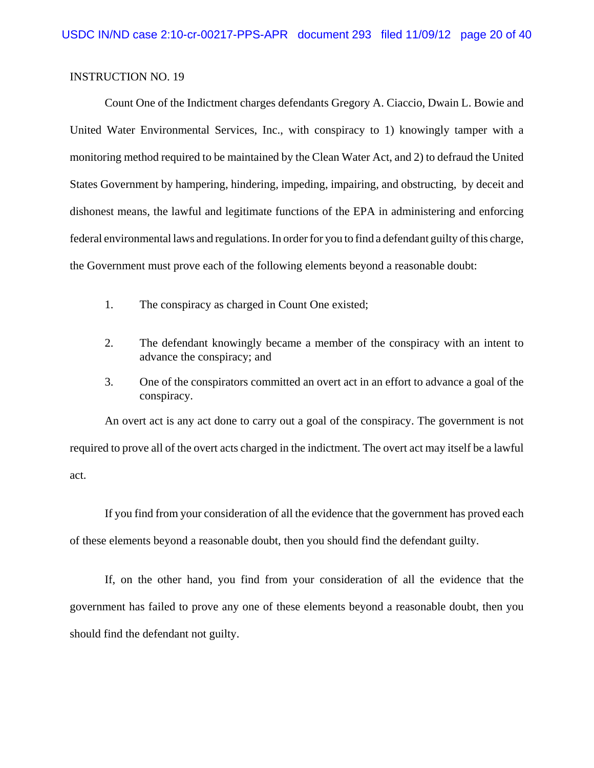INSTRUCTION NO. 19

Count One of the Indictment charges defendants Gregory A. Ciaccio, Dwain L. Bowie and United Water Environmental Services, Inc., with conspiracy to 1) knowingly tamper with a monitoring method required to be maintained by the Clean Water Act, and 2) to defraud the United States Government by hampering, hindering, impeding, impairing, and obstructing, by deceit and dishonest means, the lawful and legitimate functions of the EPA in administering and enforcing federal environmental laws and regulations. In order for you to find a defendant guilty of this charge, the Government must prove each of the following elements beyond a reasonable doubt:

1. The conspiracy as charged in Count One existed;

2. The defendant knowingly became a member of the conspiracy with an intent to advance the conspiracy; and

3. One of the conspirators committed an overt act in an effort to advance a goal of the conspiracy.

An overt act is any act done to carry out a goal of the conspiracy. The government is not required to prove all of the overt acts charged in the indictment. The overt act may itself be a lawful act.

If you find from your consideration of all the evidence that the government has proved each of these elements beyond a reasonable doubt, then you should find the defendant guilty.

If, on the other hand, you find from your consideration of all the evidence that the government has failed to prove any one of these elements beyond a reasonable doubt, then you should find the defendant not guilty.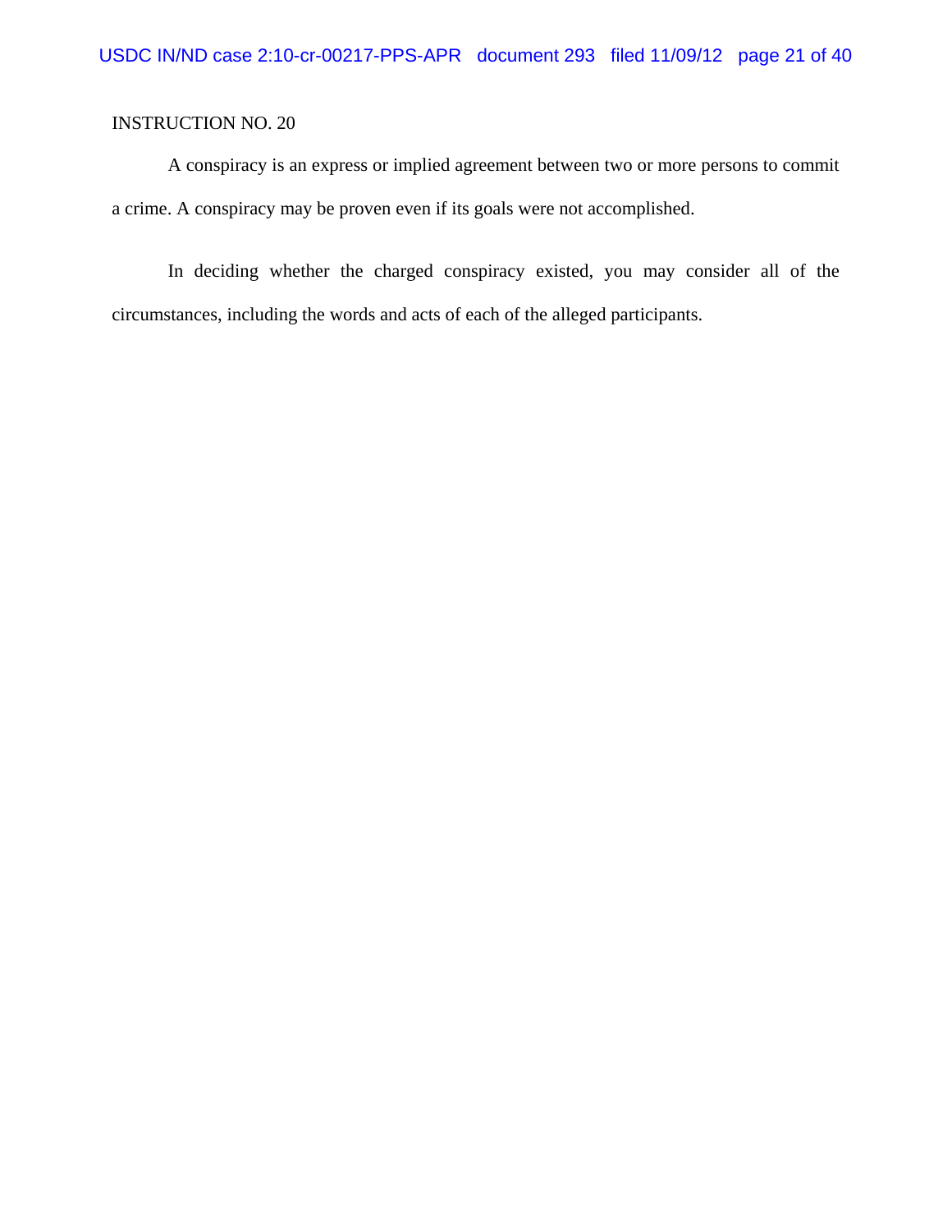INSTRUCTION NO. 20

A conspiracy is an express or implied agreement between two or more persons to commit a crime. A conspiracy may be proven even if its goals were not accomplished.

In deciding whether the charged conspiracy existed, you may consider all of the circumstances, including the words and acts of each of the alleged participants.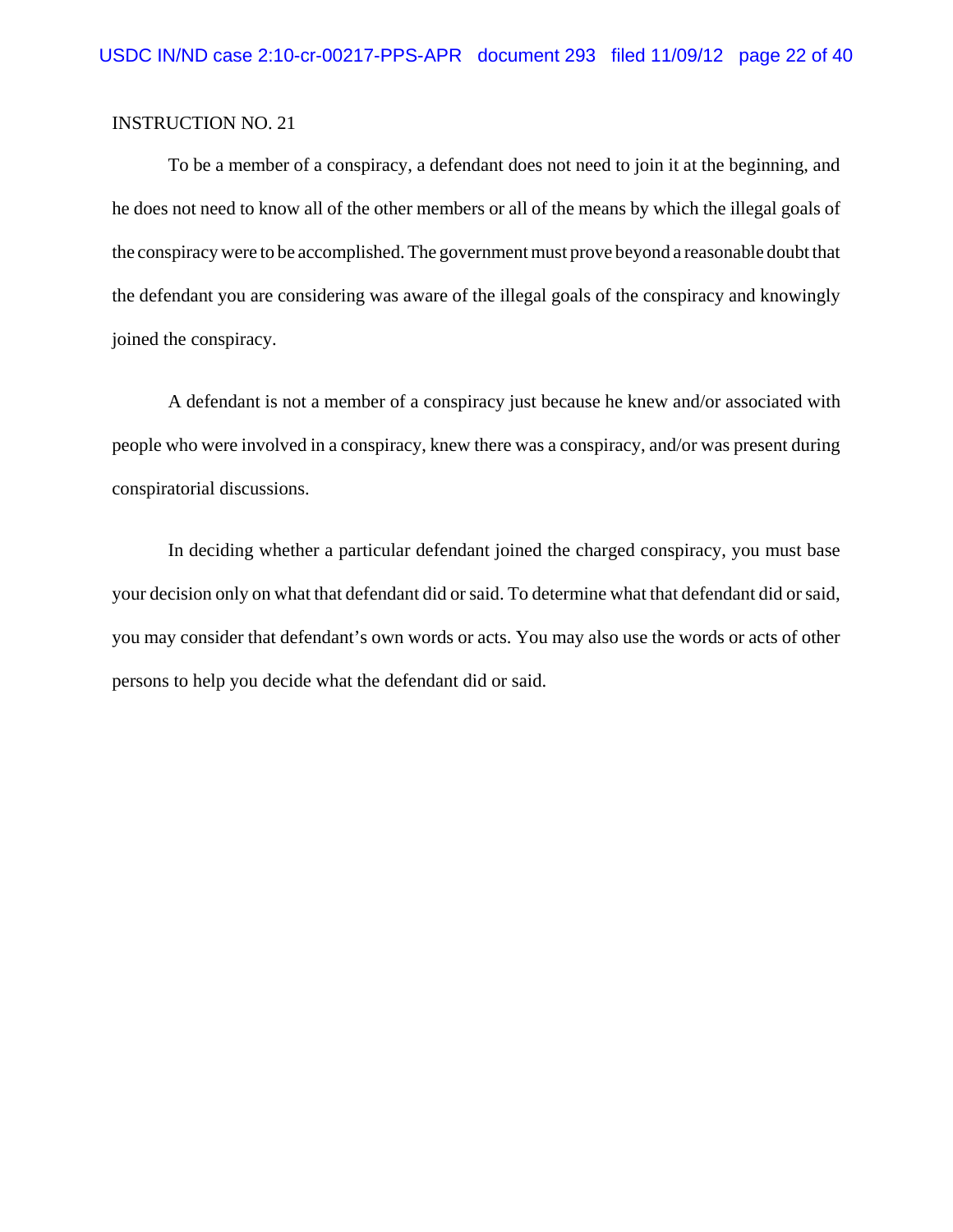INSTRUCTION NO. 21

To be a member of a conspiracy, a defendant does not need to join it at the beginning, and he does not need to know all of the other members or all of the means by which the illegal goals of the conspiracy were to be accomplished. The government must prove beyond a reasonable doubt that the defendant you are considering was aware of the illegal goals of the conspiracy and knowingly joined the conspiracy.

A defendant is not a member of a conspiracy just because he knew and/or associated with people who were involved in a conspiracy, knew there was a conspiracy, and/or was present during conspiratorial discussions.

In deciding whether a particular defendant joined the charged conspiracy, you must base your decision only on what that defendant did or said. To determine what that defendant did or said, you may consider that defendant's own words or acts. You may also use the words or acts of other persons to help you decide what the defendant did or said.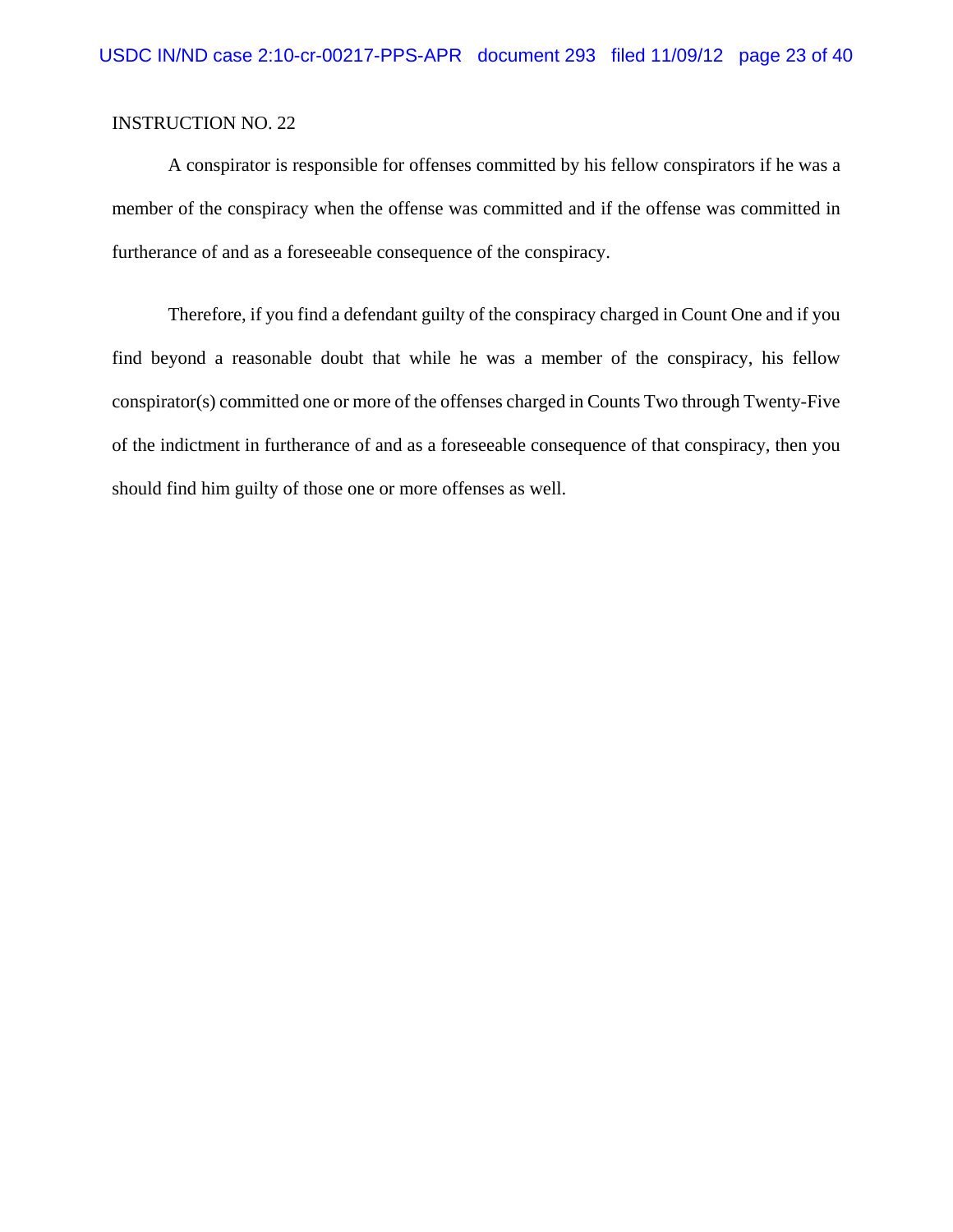INSTRUCTION NO. 22

A conspirator is responsible for offenses committed by his fellow conspirators if he was a member of the conspiracy when the offense was committed and if the offense was committed in furtherance of and as a foreseeable consequence of the conspiracy.

Therefore, if you find a defendant guilty of the conspiracy charged in Count One and if you find beyond a reasonable doubt that while he was a member of the conspiracy, his fellow conspirator(s) committed one or more of the offenses charged in Counts Two through Twenty-Five of the indictment in furtherance of and as a foreseeable consequence of that conspiracy, then you should find him guilty of those one or more offenses as well.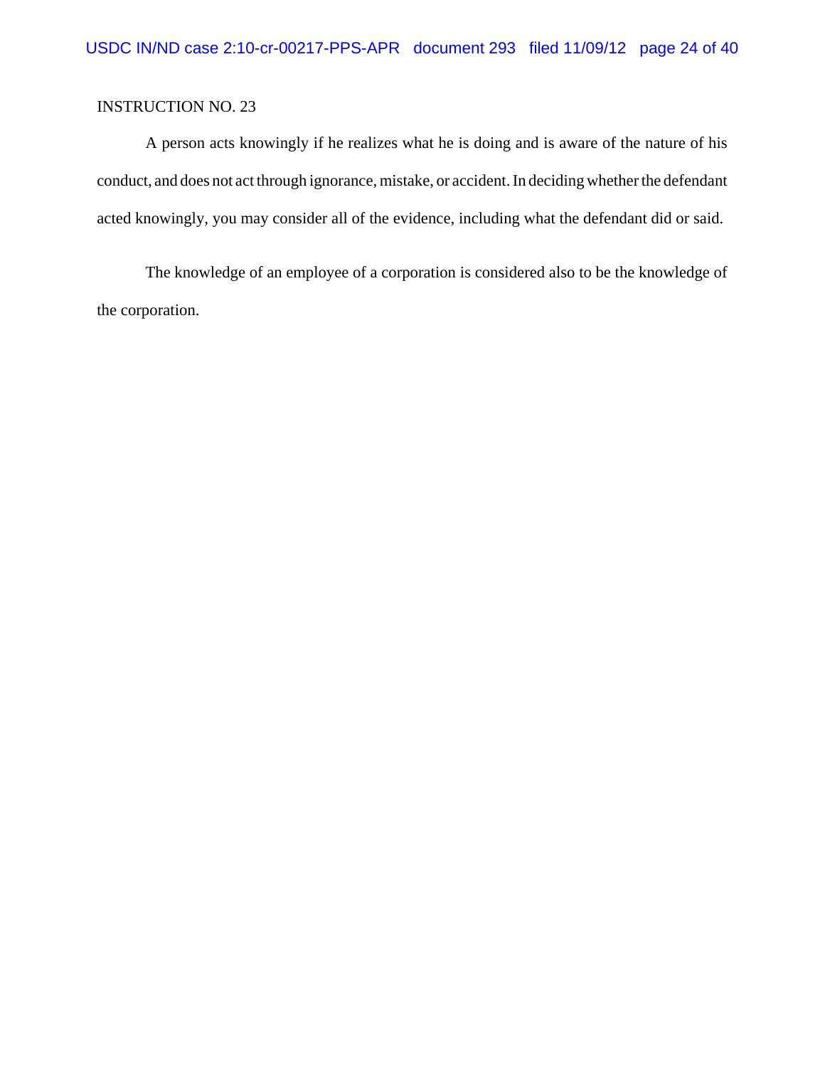INSTRUCTION NO. 23

A person acts knowingly if he realizes what he is doing and is aware of the nature of his conduct, and does not act through ignorance, mistake, or accident. In deciding whether the defendant acted knowingly, you may consider all of the evidence, including what the defendant did or said.

The knowledge of an employee of a corporation is considered also to be the knowledge of the corporation.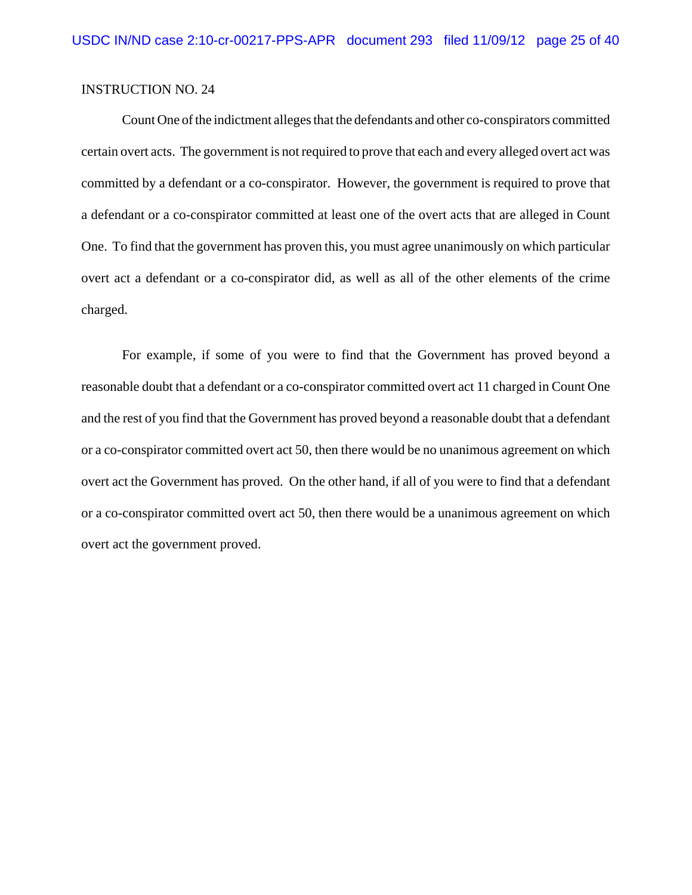INSTRUCTION NO. 24

Count One of the indictment alleges that the defendants and other co-conspirators committed certain overt acts. The government is not required to prove that each and every alleged overt act was committed by a defendant or a co-conspirator. However, the government is required to prove that a defendant or a co-conspirator committed at least one of the overt acts that are alleged in Count One. To find that the government has proven this, you must agree unanimously on which particular overt act a defendant or a co-conspirator did, as well as all of the other elements of the crime charged.

For example, if some of you were to find that the Government has proved beyond a reasonable doubt that a defendant or a co-conspirator committed overt act 11 charged in Count One and the rest of you find that the Government has proved beyond a reasonable doubt that a defendant or a co-conspirator committed overt act 50, then there would be no unanimous agreement on which overt act the Government has proved. On the other hand, if all of you were to find that a defendant or a co-conspirator committed overt act 50, then there would be a unanimous agreement on which overt act the government proved.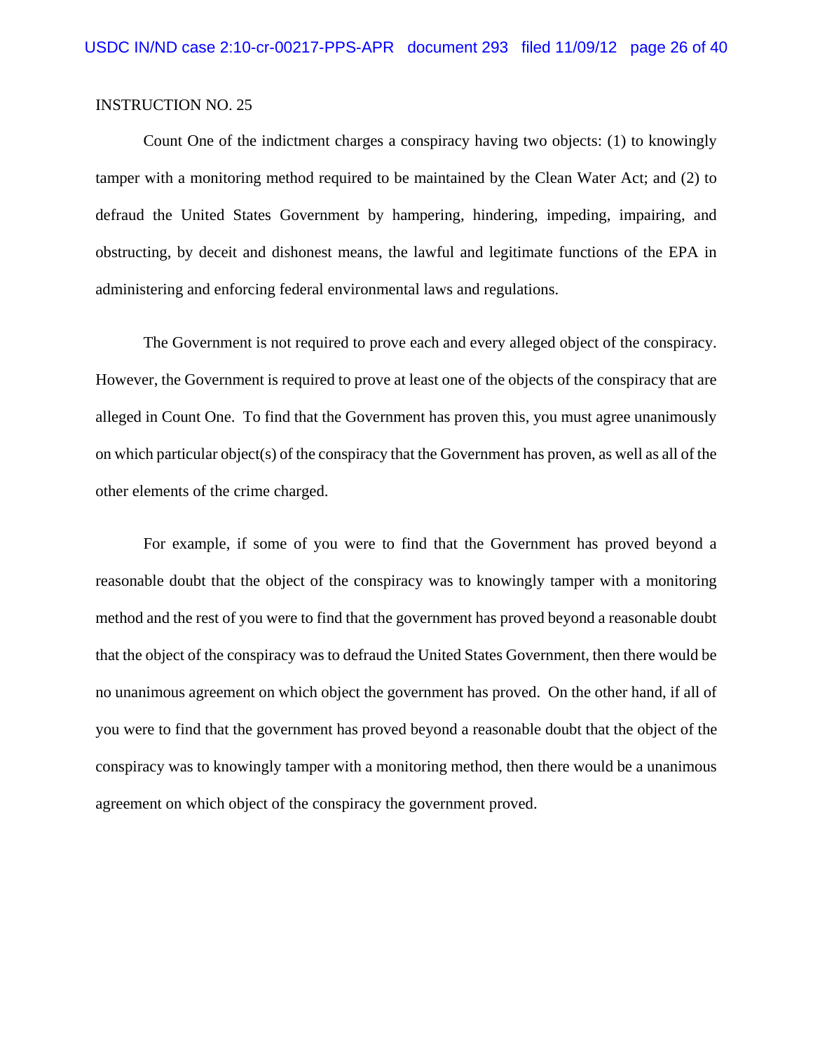INSTRUCTION NO. 25

Count One of the indictment charges a conspiracy having two objects: (1) to knowingly tamper with a monitoring method required to be maintained by the Clean Water Act; and (2) to defraud the United States Government by hampering, hindering, impeding, impairing, and obstructing, by deceit and dishonest means, the lawful and legitimate functions of the EPA in administering and enforcing federal environmental laws and regulations.

The Government is not required to prove each and every alleged object of the conspiracy. However, the Government is required to prove at least one of the objects of the conspiracy that are alleged in Count One. To find that the Government has proven this, you must agree unanimously on which particular object(s) of the conspiracy that the Government has proven, as well as all of the other elements of the crime charged.

For example, if some of you were to find that the Government has proved beyond a reasonable doubt that the object of the conspiracy was to knowingly tamper with a monitoring method and the rest of you were to find that the government has proved beyond a reasonable doubt that the object of the conspiracy was to defraud the United States Government, then there would be no unanimous agreement on which object the government has proved. On the other hand, if all of you were to find that the government has proved beyond a reasonable doubt that the object of the conspiracy was to knowingly tamper with a monitoring method, then there would be a unanimous agreement on which object of the conspiracy the government proved.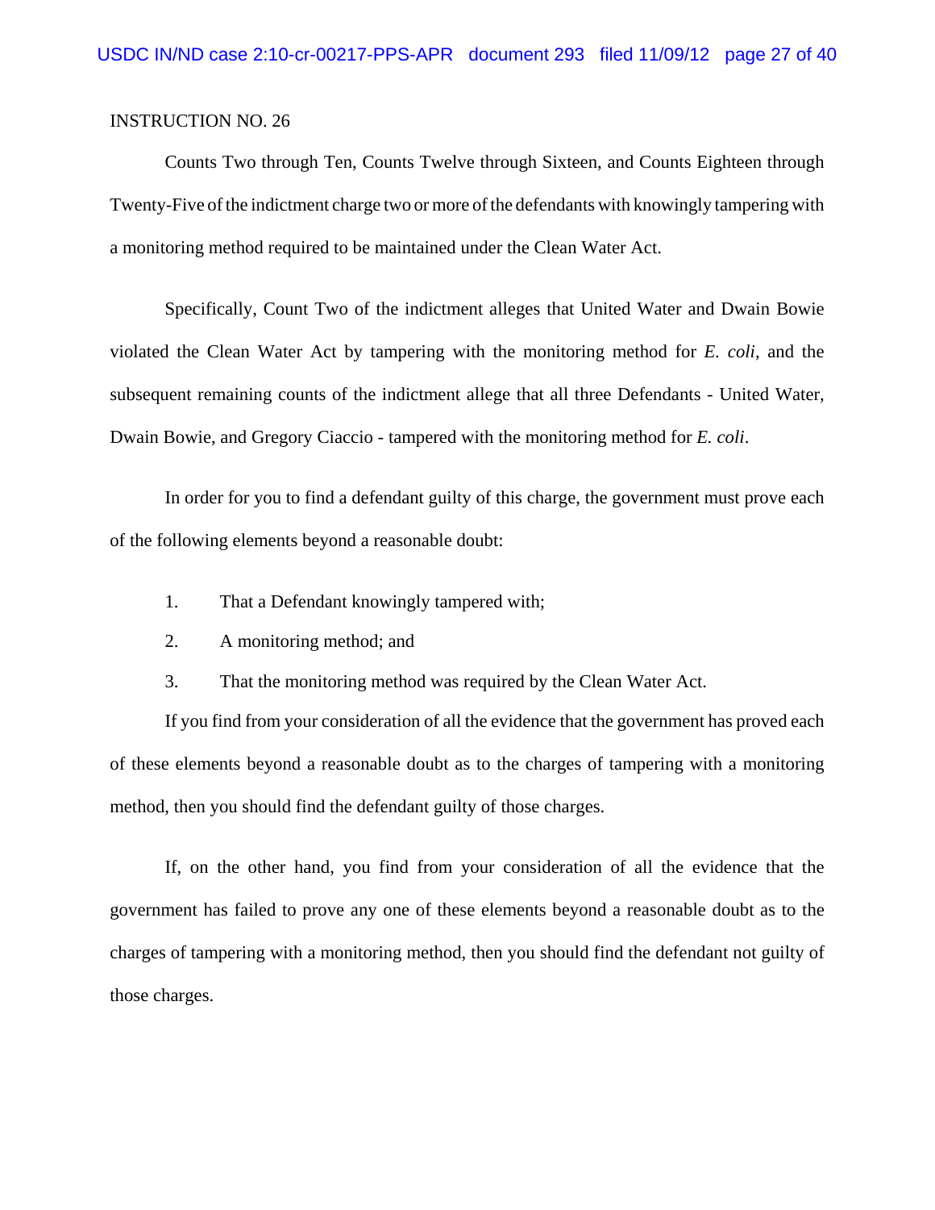INSTRUCTION NO. 26

Counts Two through Ten, Counts Twelve through Sixteen, and Counts Eighteen through Twenty-Five of the indictment charge two or more of the defendants with knowingly tampering with a monitoring method required to be maintained under the Clean Water Act.

Specifically, Count Two of the indictment alleges that United Water and Dwain Bowie violated the Clean Water Act by tampering with the monitoring method for *E. coli*, and the subsequent remaining counts of the indictment allege that all three Defendants - United Water, Dwain Bowie, and Gregory Ciaccio - tampered with the monitoring method for *E. coli*.

In order for you to find a defendant guilty of this charge, the government must prove each of the following elements beyond a reasonable doubt:

1. That a Defendant knowingly tampered with;
2. A monitoring method; and
3. That the monitoring method was required by the Clean Water Act.

If you find from your consideration of all the evidence that the government has proved each of these elements beyond a reasonable doubt as to the charges of tampering with a monitoring method, then you should find the defendant guilty of those charges.

If, on the other hand, you find from your consideration of all the evidence that the government has failed to prove any one of these elements beyond a reasonable doubt as to the charges of tampering with a monitoring method, then you should find the defendant not guilty of those charges.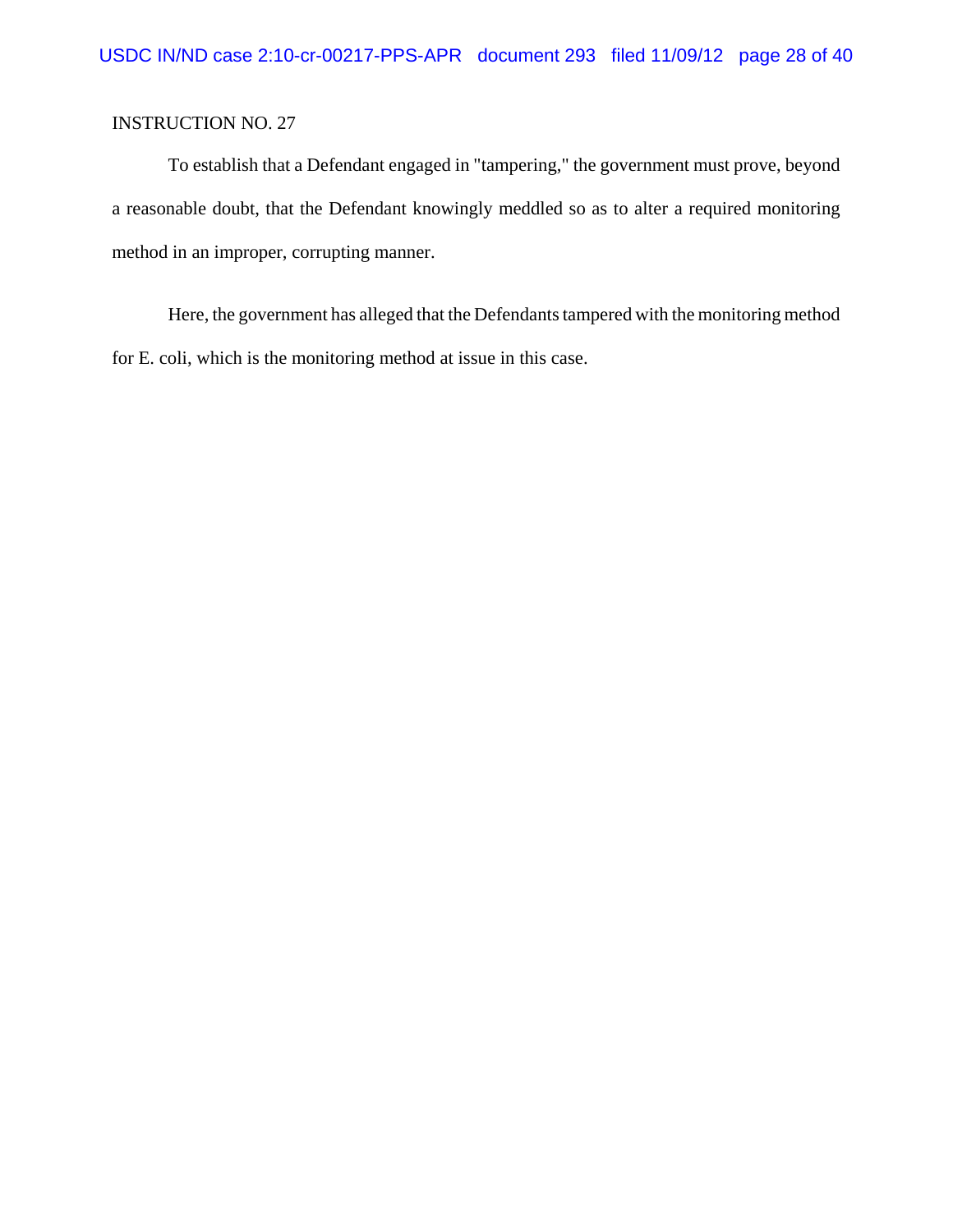INSTRUCTION NO. 27

To establish that a Defendant engaged in "tampering," the government must prove, beyond a reasonable doubt, that the Defendant knowingly meddled so as to alter a required monitoring method in an improper, corrupting manner.

Here, the government has alleged that the Defendants tampered with the monitoring method for E. coli, which is the monitoring method at issue in this case.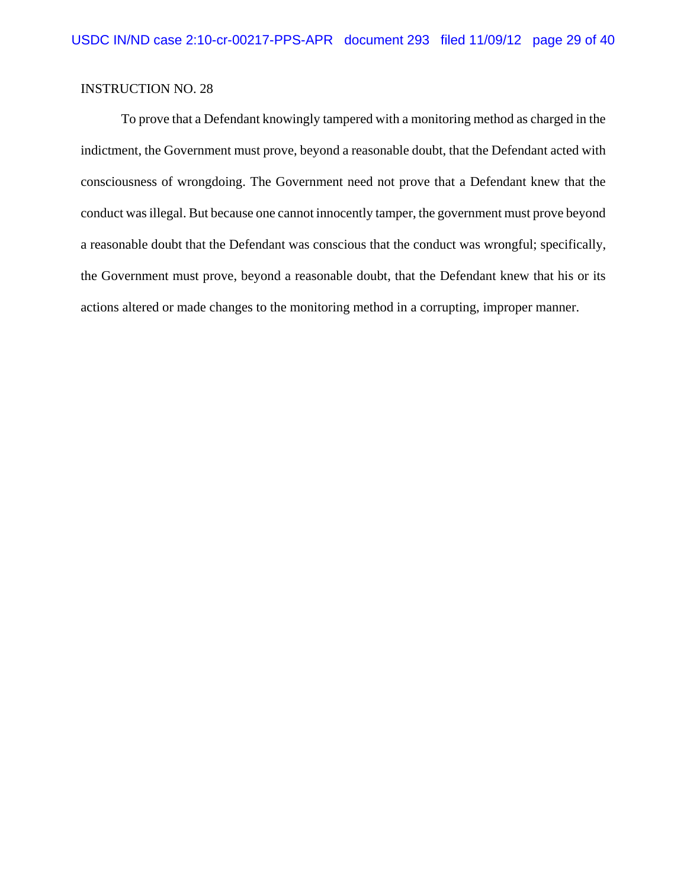INSTRUCTION NO. 28

To prove that a Defendant knowingly tampered with a monitoring method as charged in the indictment, the Government must prove, beyond a reasonable doubt, that the Defendant acted with consciousness of wrongdoing. The Government need not prove that a Defendant knew that the conduct was illegal. But because one cannot innocently tamper, the government must prove beyond a reasonable doubt that the Defendant was conscious that the conduct was wrongful; specifically, the Government must prove, beyond a reasonable doubt, that the Defendant knew that his or its actions altered or made changes to the monitoring method in a corrupting, improper manner.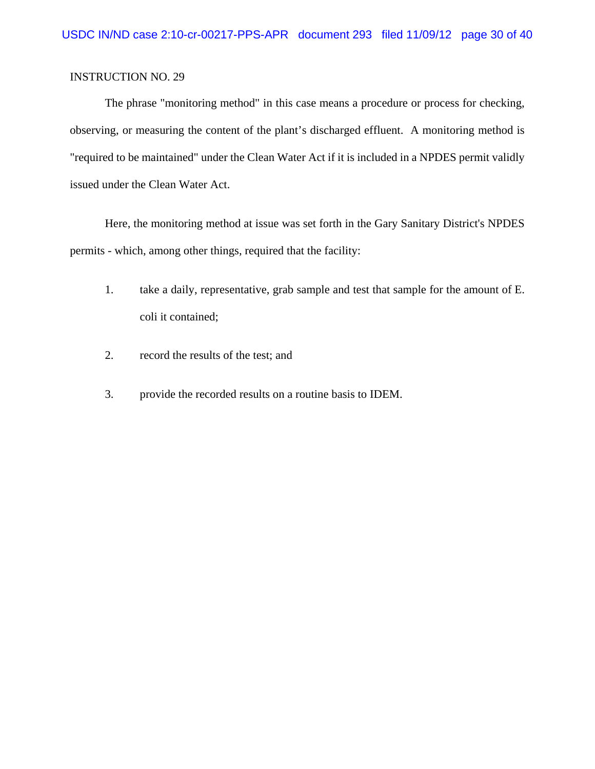INSTRUCTION NO. 29

The phrase "monitoring method" in this case means a procedure or process for checking, observing, or measuring the content of the plant's discharged effluent. A monitoring method is "required to be maintained" under the Clean Water Act if it is included in a NPDES permit validly issued under the Clean Water Act.

Here, the monitoring method at issue was set forth in the Gary Sanitary District's NPDES permits - which, among other things, required that the facility:

1. take a daily, representative, grab sample and test that sample for the amount of E. coli it contained;
2. record the results of the test; and
3. provide the recorded results on a routine basis to IDEM.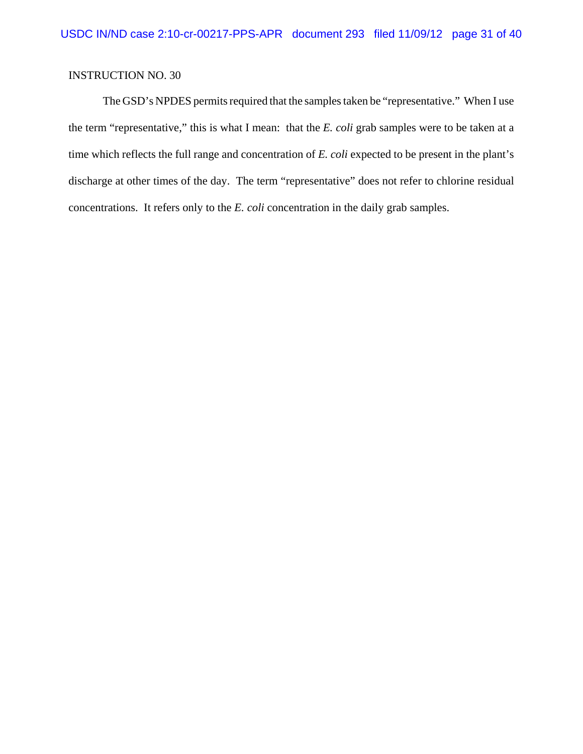INSTRUCTION NO. 30

The GSD's NPDES permits required that the samples taken be "representative." When I use the term "representative," this is what I mean: that the *E. coli* grab samples were to be taken at a time which reflects the full range and concentration of *E. coli* expected to be present in the plant's discharge at other times of the day. The term "representative" does not refer to chlorine residual concentrations. It refers only to the *E. coli* concentration in the daily grab samples.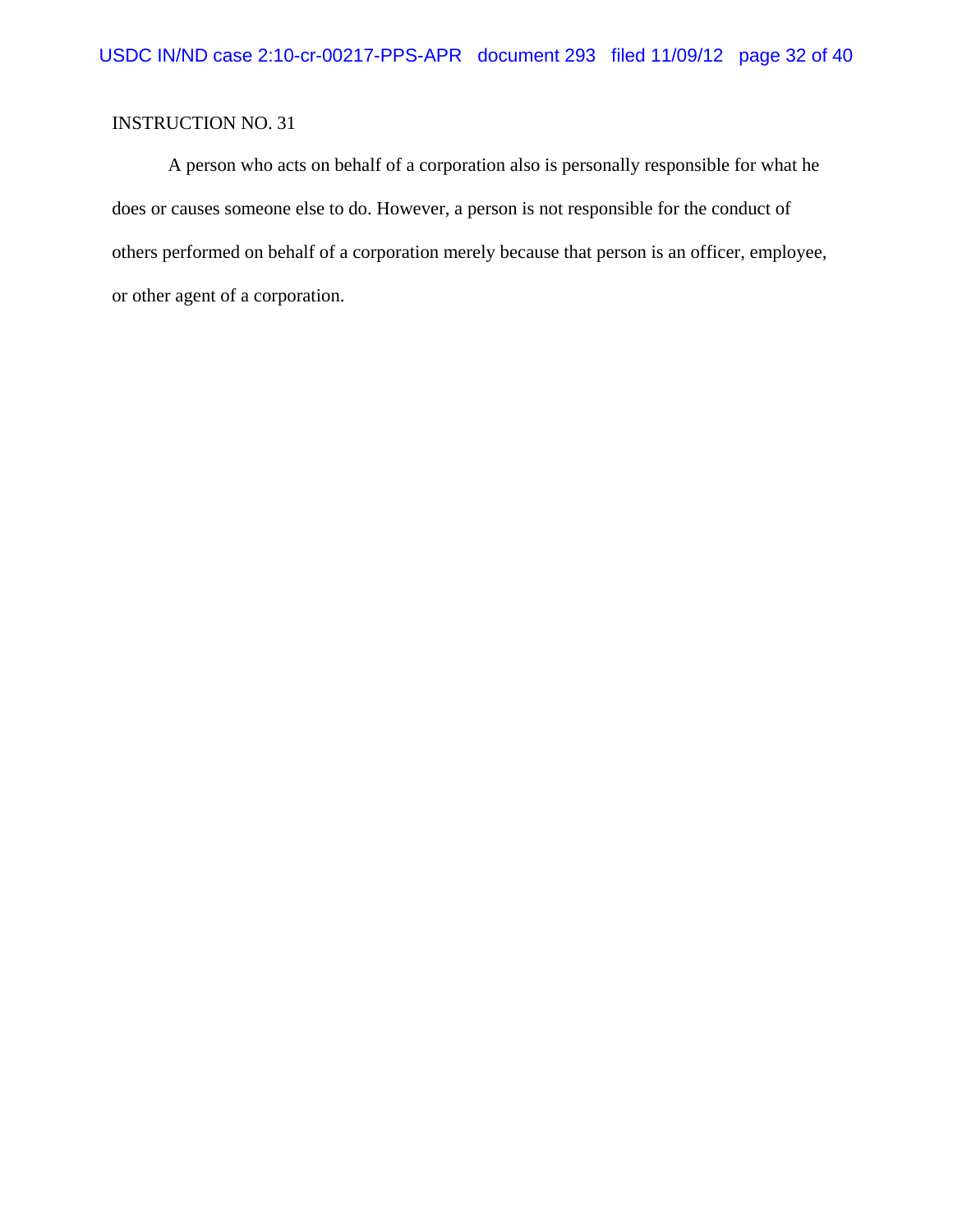INSTRUCTION NO. 31

A person who acts on behalf of a corporation also is personally responsible for what he does or causes someone else to do. However, a person is not responsible for the conduct of others performed on behalf of a corporation merely because that person is an officer, employee, or other agent of a corporation.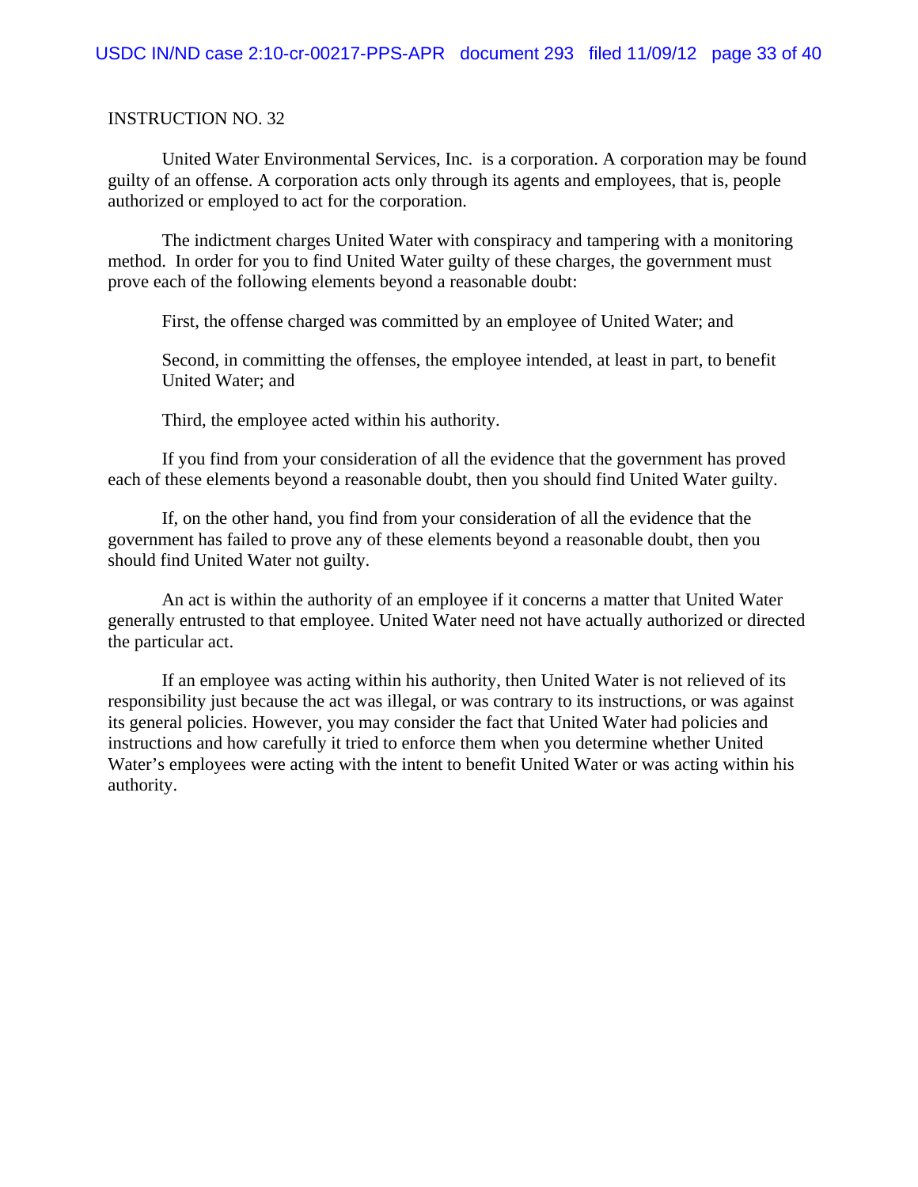INSTRUCTION NO. 32

United Water Environmental Services, Inc. is a corporation. A corporation may be found guilty of an offense. A corporation acts only through its agents and employees, that is, people authorized or employed to act for the corporation.

The indictment charges United Water with conspiracy and tampering with a monitoring method. In order for you to find United Water guilty of these charges, the government must prove each of the following elements beyond a reasonable doubt:

First, the offense charged was committed by an employee of United Water; and

Second, in committing the offenses, the employee intended, at least in part, to benefit United Water; and

Third, the employee acted within his authority.

If you find from your consideration of all the evidence that the government has proved each of these elements beyond a reasonable doubt, then you should find United Water guilty.

If, on the other hand, you find from your consideration of all the evidence that the government has failed to prove any of these elements beyond a reasonable doubt, then you should find United Water not guilty.

An act is within the authority of an employee if it concerns a matter that United Water generally entrusted to that employee. United Water need not have actually authorized or directed the particular act.

If an employee was acting within his authority, then United Water is not relieved of its responsibility just because the act was illegal, or was contrary to its instructions, or was against its general policies. However, you may consider the fact that United Water had policies and instructions and how carefully it tried to enforce them when you determine whether United Water's employees were acting with the intent to benefit United Water or was acting within his authority.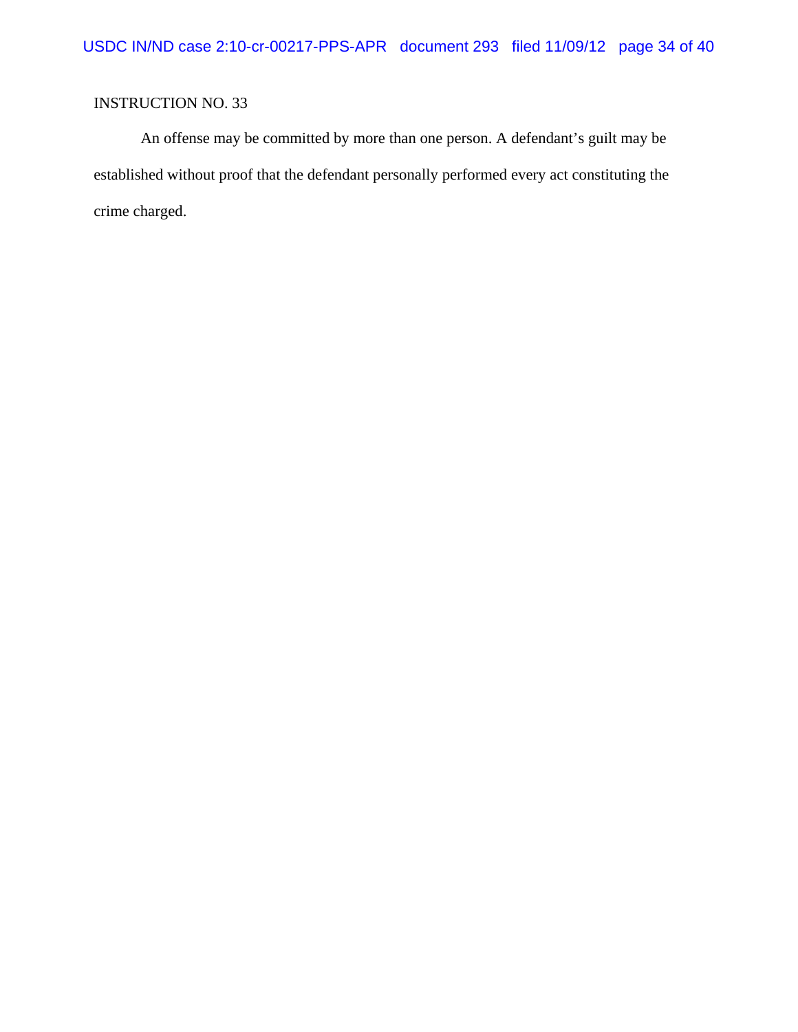INSTRUCTION NO. 33

An offense may be committed by more than one person. A defendant's guilt may be established without proof that the defendant personally performed every act constituting the crime charged.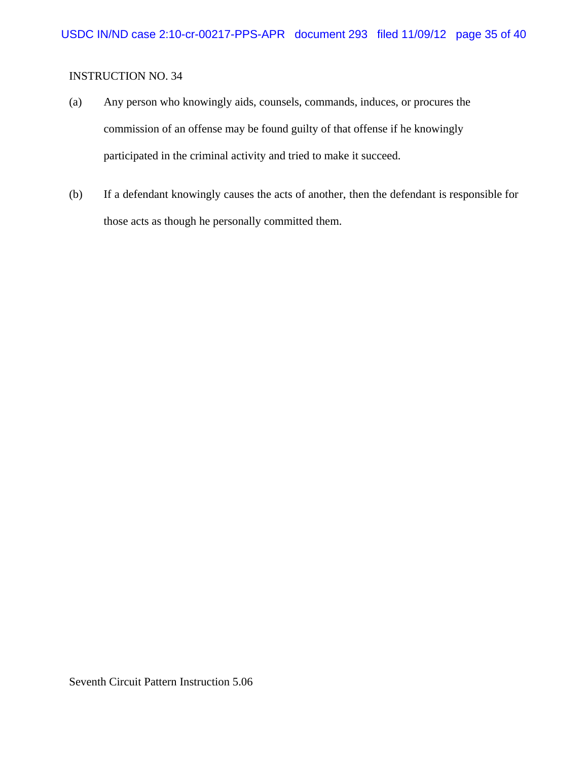INSTRUCTION NO. 34

(a) Any person who knowingly aids, counsels, commands, induces, or procures the commission of an offense may be found guilty of that offense if he knowingly participated in the criminal activity and tried to make it succeed.

(b) If a defendant knowingly causes the acts of another, then the defendant is responsible for those acts as though he personally committed them.

Seventh Circuit Pattern Instruction 5.06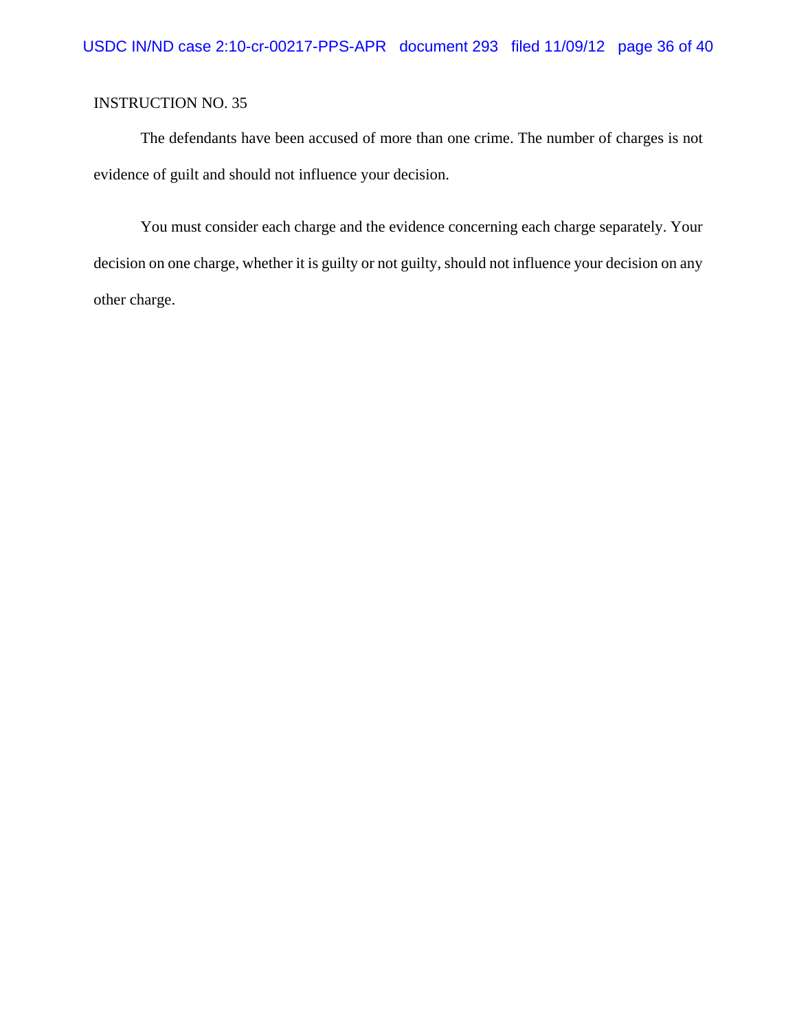INSTRUCTION NO. 35

The defendants have been accused of more than one crime. The number of charges is not evidence of guilt and should not influence your decision.

You must consider each charge and the evidence concerning each charge separately. Your decision on one charge, whether it is guilty or not guilty, should not influence your decision on any other charge.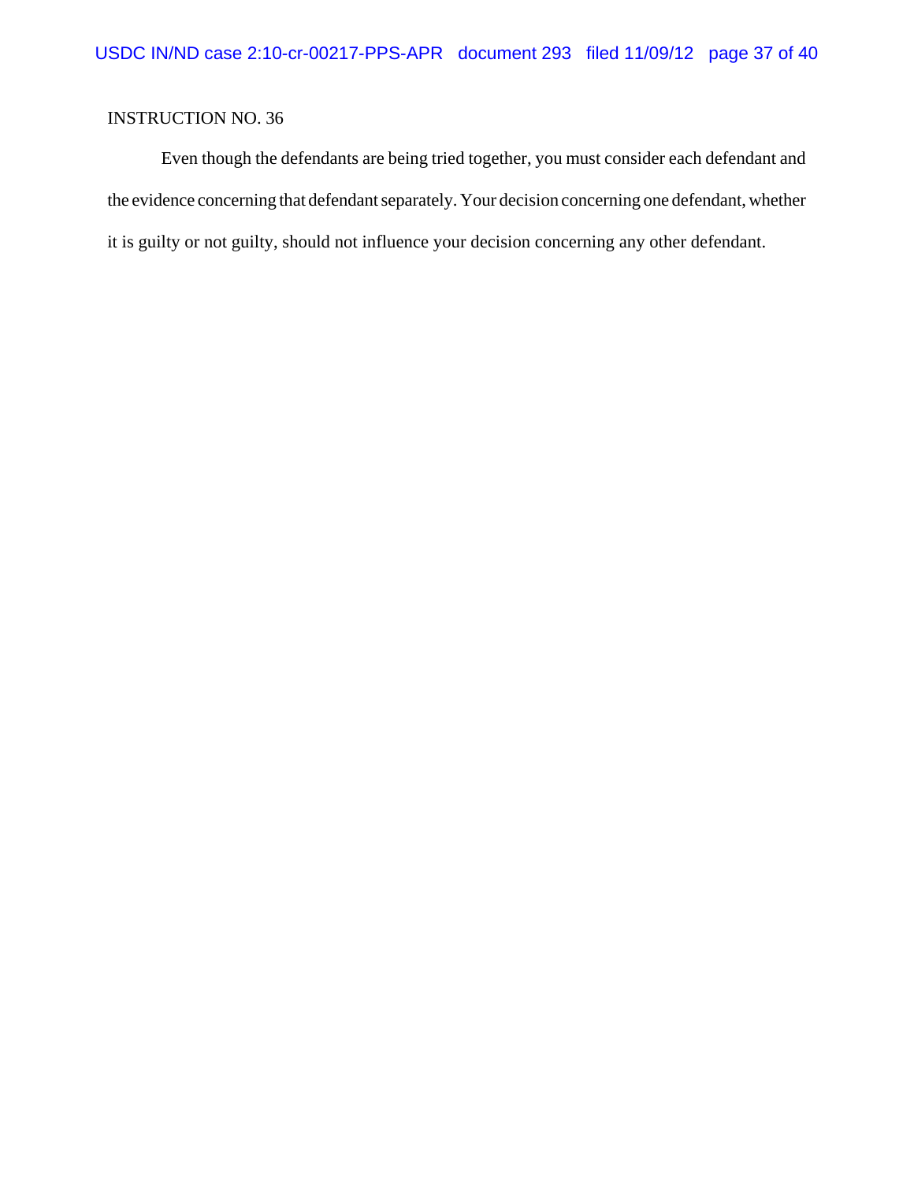INSTRUCTION NO. 36

Even though the defendants are being tried together, you must consider each defendant and the evidence concerning that defendant separately. Your decision concerning one defendant, whether it is guilty or not guilty, should not influence your decision concerning any other defendant.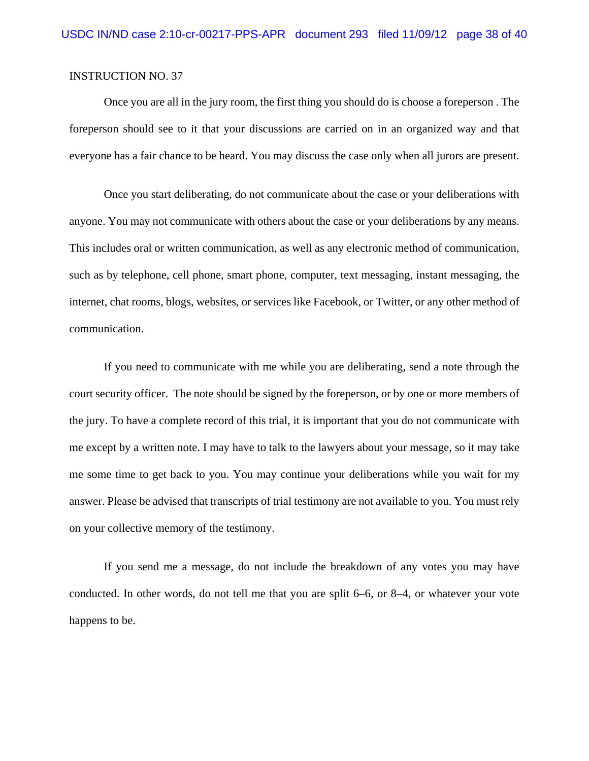INSTRUCTION NO. 37

Once you are all in the jury room, the first thing you should do is choose a foreperson . The foreperson should see to it that your discussions are carried on in an organized way and that everyone has a fair chance to be heard. You may discuss the case only when all jurors are present.

Once you start deliberating, do not communicate about the case or your deliberations with anyone. You may not communicate with others about the case or your deliberations by any means. This includes oral or written communication, as well as any electronic method of communication, such as by telephone, cell phone, smart phone, computer, text messaging, instant messaging, the internet, chat rooms, blogs, websites, or services like Facebook, or Twitter, or any other method of communication.

If you need to communicate with me while you are deliberating, send a note through the court security officer. The note should be signed by the foreperson, or by one or more members of the jury. To have a complete record of this trial, it is important that you do not communicate with me except by a written note. I may have to talk to the lawyers about your message, so it may take me some time to get back to you. You may continue your deliberations while you wait for my answer. Please be advised that transcripts of trial testimony are not available to you. You must rely on your collective memory of the testimony.

If you send me a message, do not include the breakdown of any votes you may have conducted. In other words, do not tell me that you are split 6–6, or 8–4, or whatever your vote happens to be.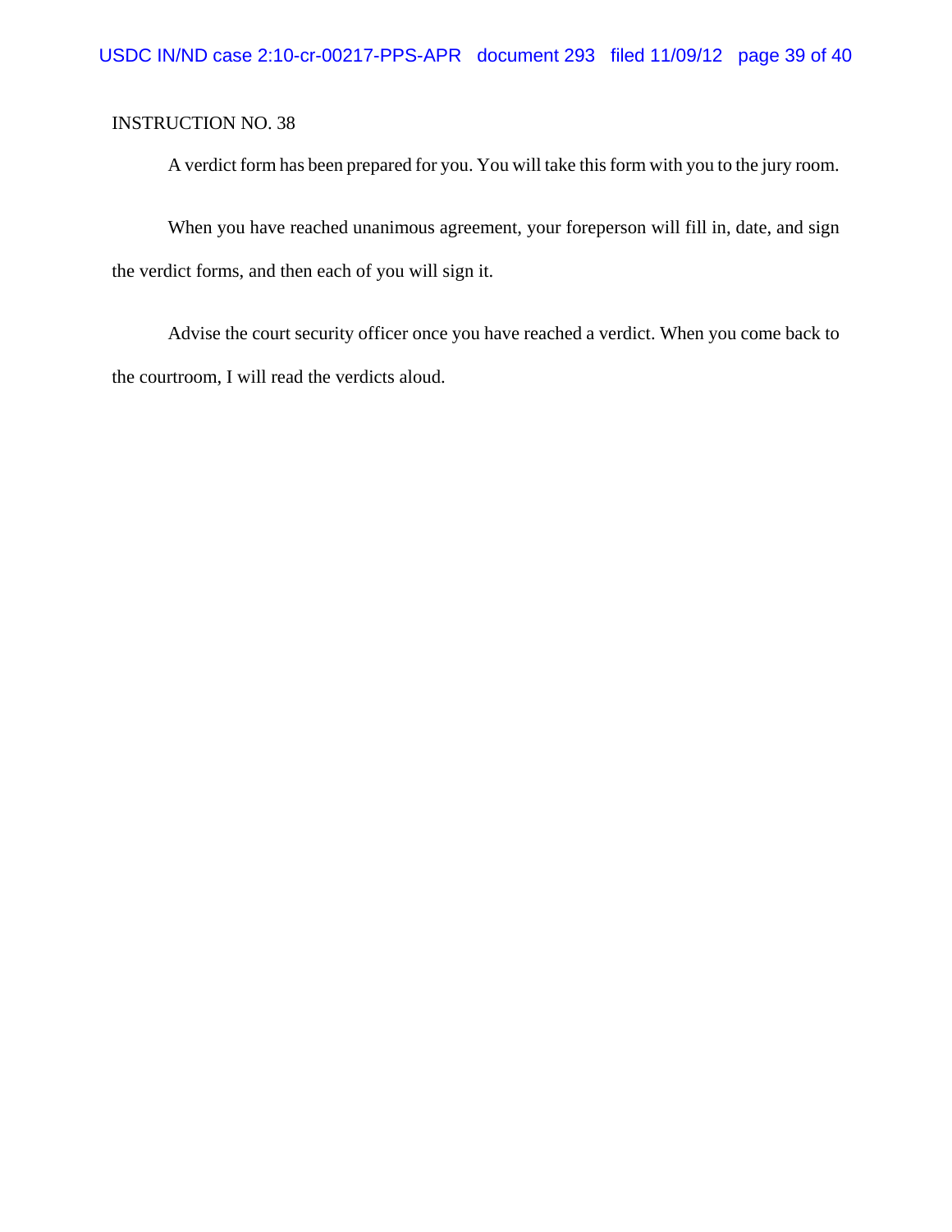INSTRUCTION NO. 38

A verdict form has been prepared for you. You will take this form with you to the jury room.

When you have reached unanimous agreement, your foreperson will fill in, date, and sign the verdict forms, and then each of you will sign it.

Advise the court security officer once you have reached a verdict. When you come back to the courtroom, I will read the verdicts aloud.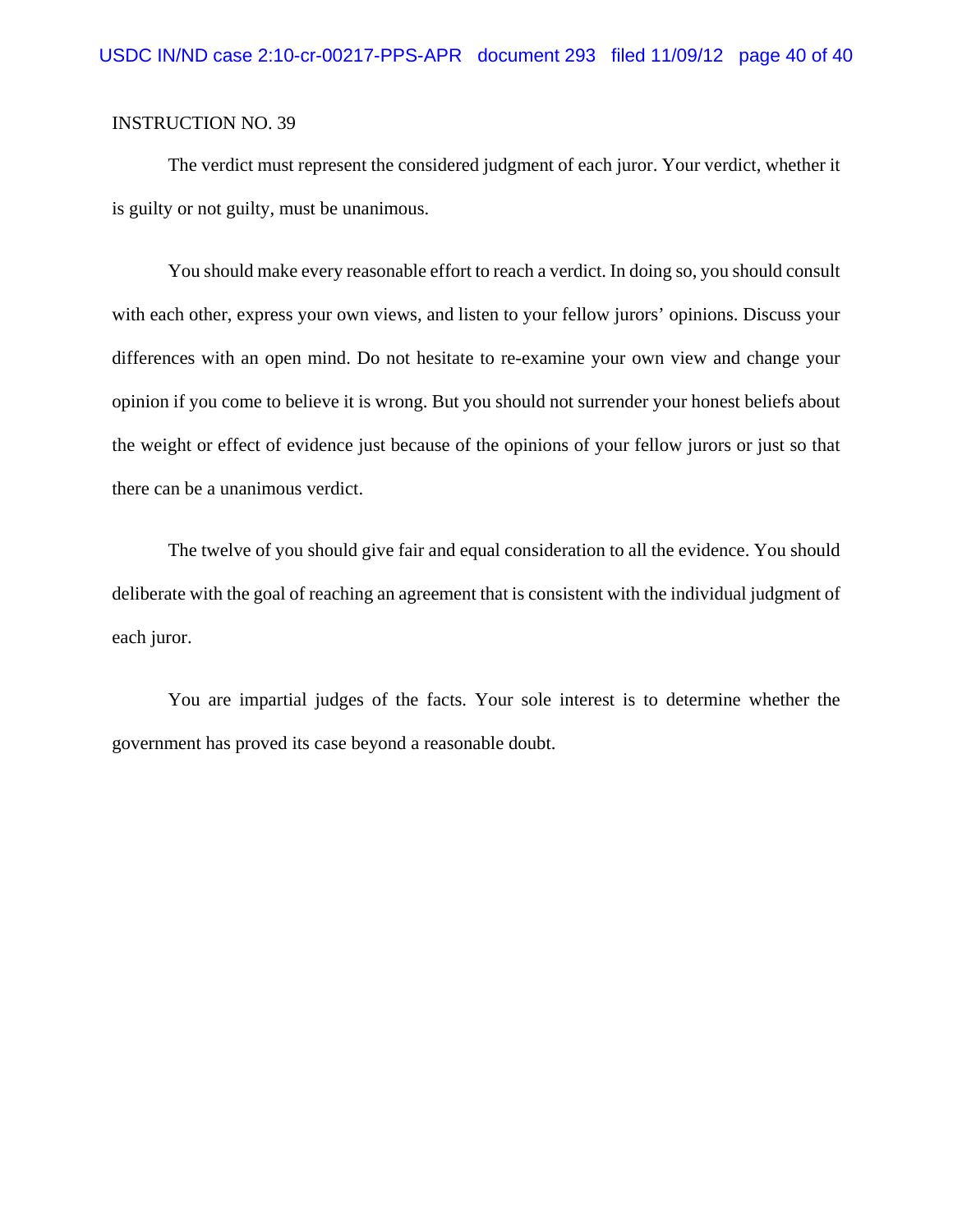INSTRUCTION NO. 39

The verdict must represent the considered judgment of each juror. Your verdict, whether it is guilty or not guilty, must be unanimous.

You should make every reasonable effort to reach a verdict. In doing so, you should consult with each other, express your own views, and listen to your fellow jurors' opinions. Discuss your differences with an open mind. Do not hesitate to re-examine your own view and change your opinion if you come to believe it is wrong. But you should not surrender your honest beliefs about the weight or effect of evidence just because of the opinions of your fellow jurors or just so that there can be a unanimous verdict.

The twelve of you should give fair and equal consideration to all the evidence. You should deliberate with the goal of reaching an agreement that is consistent with the individual judgment of each juror.

You are impartial judges of the facts. Your sole interest is to determine whether the government has proved its case beyond a reasonable doubt.